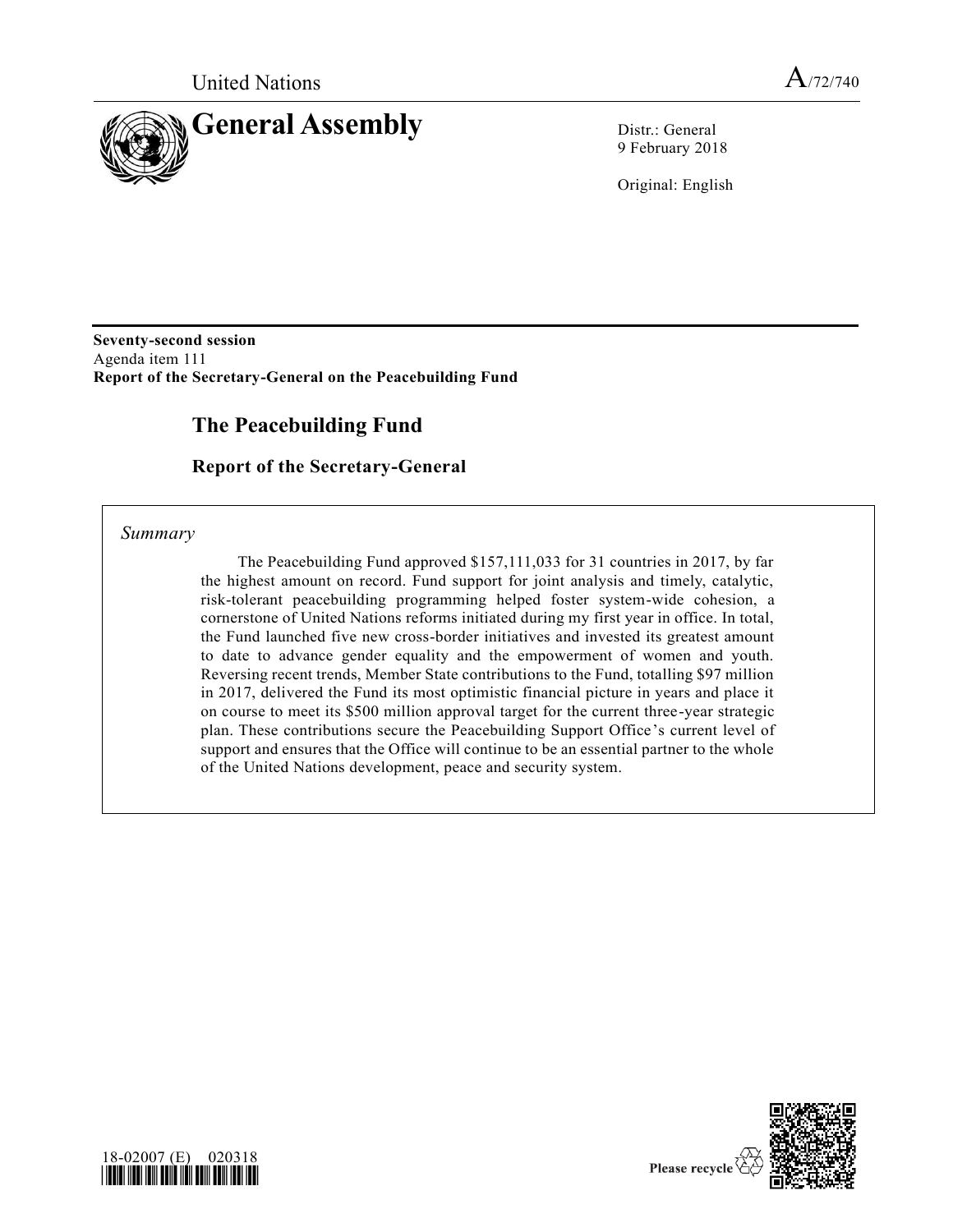United Nations

A/72/740

# General Assembly

Distr.: General
9 February 2018

Original: English

**Seventy-second session**
Agenda item 111
**Report of the Secretary-General on the Peacebuilding Fund**

## The Peacebuilding Fund

### Report of the Secretary-General

*Summary*

The Peacebuilding Fund approved $157,111,033 for 31 countries in 2017, by far the highest amount on record. Fund support for joint analysis and timely, catalytic, risk-tolerant peacebuilding programming helped foster system-wide cohesion, a cornerstone of United Nations reforms initiated during my first year in office. In total, the Fund launched five new cross-border initiatives and invested its greatest amount to date to advance gender equality and the empowerment of women and youth. Reversing recent trends, Member State contributions to the Fund, totalling $97 million in 2017, delivered the Fund its most optimistic financial picture in years and place it on course to meet its $500 million approval target for the current three-year strategic plan. These contributions secure the Peacebuilding Support Office's current level of support and ensures that the Office will continue to be an essential partner to the whole of the United Nations development, peace and security system.

18-02007 (E) 020318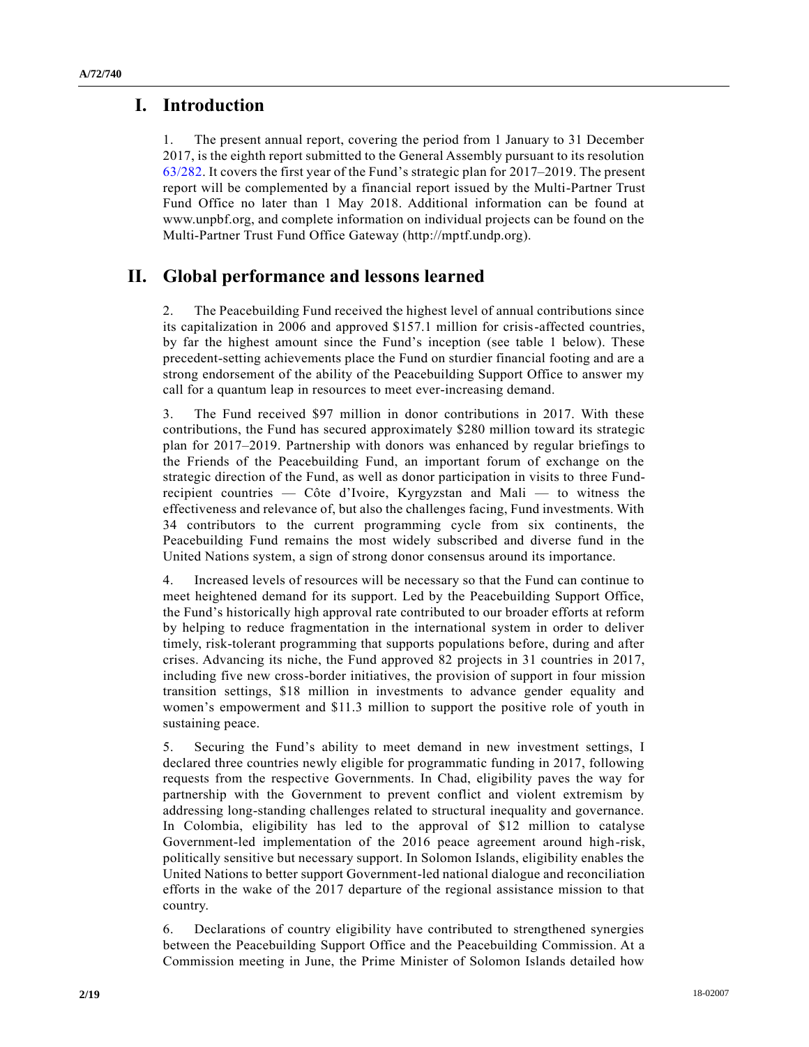# I. Introduction

1. The present annual report, covering the period from 1 January to 31 December 2017, is the eighth report submitted to the General Assembly pursuant to its resolution 63/282. It covers the first year of the Fund's strategic plan for 2017–2019. The present report will be complemented by a financial report issued by the Multi-Partner Trust Fund Office no later than 1 May 2018. Additional information can be found at www.unpbf.org, and complete information on individual projects can be found on the Multi-Partner Trust Fund Office Gateway (http://mptf.undp.org).

# II. Global performance and lessons learned

2. The Peacebuilding Fund received the highest level of annual contributions since its capitalization in 2006 and approved $157.1 million for crisis-affected countries, by far the highest amount since the Fund's inception (see table 1 below). These precedent-setting achievements place the Fund on sturdier financial footing and are a strong endorsement of the ability of the Peacebuilding Support Office to answer my call for a quantum leap in resources to meet ever-increasing demand.

3. The Fund received $97 million in donor contributions in 2017. With these contributions, the Fund has secured approximately $280 million toward its strategic plan for 2017–2019. Partnership with donors was enhanced by regular briefings to the Friends of the Peacebuilding Fund, an important forum of exchange on the strategic direction of the Fund, as well as donor participation in visits to three Fund-recipient countries — Côte d'Ivoire, Kyrgyzstan and Mali — to witness the effectiveness and relevance of, but also the challenges facing, Fund investments. With 34 contributors to the current programming cycle from six continents, the Peacebuilding Fund remains the most widely subscribed and diverse fund in the United Nations system, a sign of strong donor consensus around its importance.

4. Increased levels of resources will be necessary so that the Fund can continue to meet heightened demand for its support. Led by the Peacebuilding Support Office, the Fund's historically high approval rate contributed to our broader efforts at reform by helping to reduce fragmentation in the international system in order to deliver timely, risk-tolerant programming that supports populations before, during and after crises. Advancing its niche, the Fund approved 82 projects in 31 countries in 2017, including five new cross-border initiatives, the provision of support in four mission transition settings, $18 million in investments to advance gender equality and women's empowerment and $11.3 million to support the positive role of youth in sustaining peace.

5. Securing the Fund's ability to meet demand in new investment settings, I declared three countries newly eligible for programmatic funding in 2017, following requests from the respective Governments. In Chad, eligibility paves the way for partnership with the Government to prevent conflict and violent extremism by addressing long-standing challenges related to structural inequality and governance. In Colombia, eligibility has led to the approval of $12 million to catalyse Government-led implementation of the 2016 peace agreement around high-risk, politically sensitive but necessary support. In Solomon Islands, eligibility enables the United Nations to better support Government-led national dialogue and reconciliation efforts in the wake of the 2017 departure of the regional assistance mission to that country.

6. Declarations of country eligibility have contributed to strengthened synergies between the Peacebuilding Support Office and the Peacebuilding Commission. At a Commission meeting in June, the Prime Minister of Solomon Islands detailed how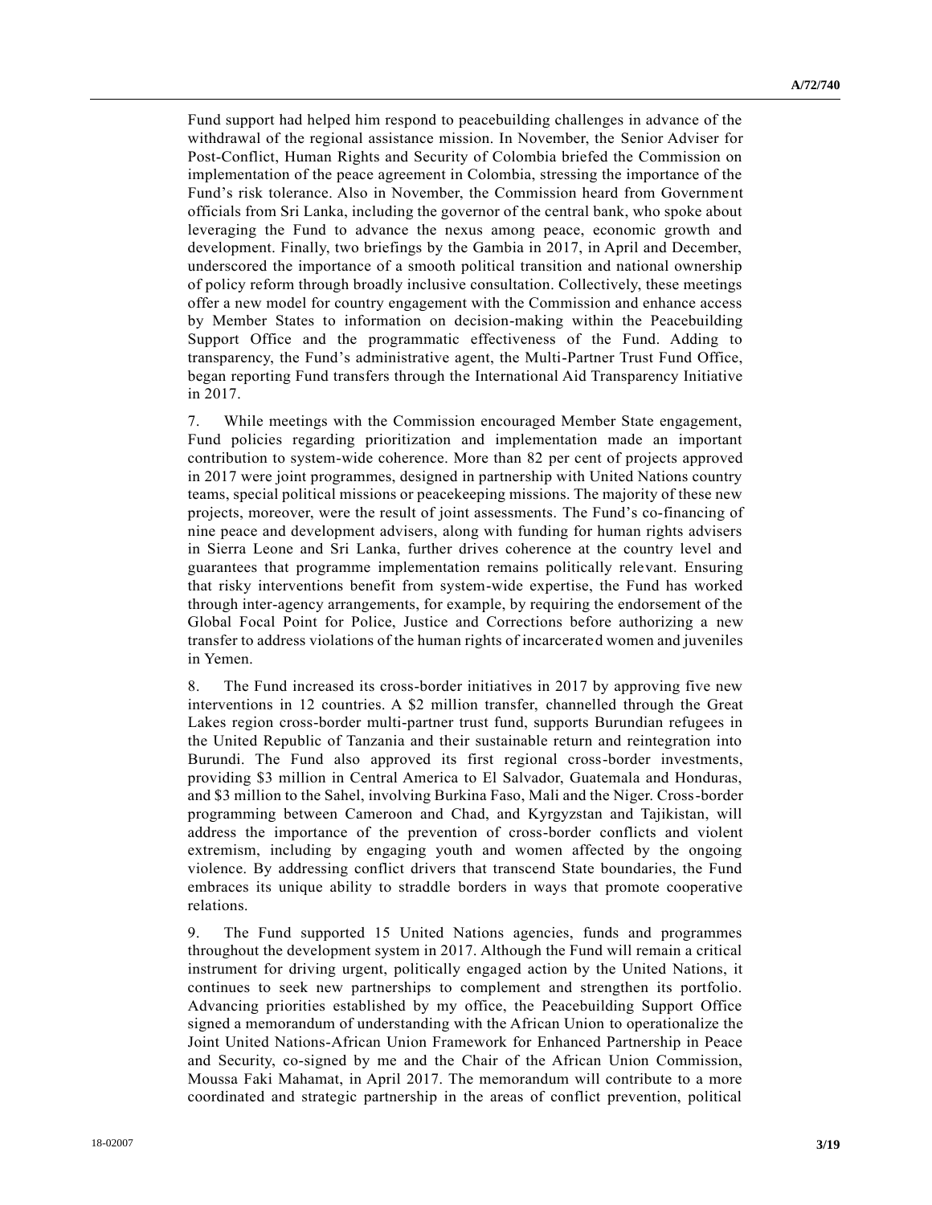Fund support had helped him respond to peacebuilding challenges in advance of the withdrawal of the regional assistance mission. In November, the Senior Adviser for Post-Conflict, Human Rights and Security of Colombia briefed the Commission on implementation of the peace agreement in Colombia, stressing the importance of the Fund's risk tolerance. Also in November, the Commission heard from Government officials from Sri Lanka, including the governor of the central bank, who spoke about leveraging the Fund to advance the nexus among peace, economic growth and development. Finally, two briefings by the Gambia in 2017, in April and December, underscored the importance of a smooth political transition and national ownership of policy reform through broadly inclusive consultation. Collectively, these meetings offer a new model for country engagement with the Commission and enhance access by Member States to information on decision-making within the Peacebuilding Support Office and the programmatic effectiveness of the Fund. Adding to transparency, the Fund's administrative agent, the Multi-Partner Trust Fund Office, began reporting Fund transfers through the International Aid Transparency Initiative in 2017.

7. While meetings with the Commission encouraged Member State engagement, Fund policies regarding prioritization and implementation made an important contribution to system-wide coherence. More than 82 per cent of projects approved in 2017 were joint programmes, designed in partnership with United Nations country teams, special political missions or peacekeeping missions. The majority of these new projects, moreover, were the result of joint assessments. The Fund's co-financing of nine peace and development advisers, along with funding for human rights advisers in Sierra Leone and Sri Lanka, further drives coherence at the country level and guarantees that programme implementation remains politically relevant. Ensuring that risky interventions benefit from system-wide expertise, the Fund has worked through inter-agency arrangements, for example, by requiring the endorsement of the Global Focal Point for Police, Justice and Corrections before authorizing a new transfer to address violations of the human rights of incarcerated women and juveniles in Yemen.

8. The Fund increased its cross-border initiatives in 2017 by approving five new interventions in 12 countries. A $2 million transfer, channelled through the Great Lakes region cross-border multi-partner trust fund, supports Burundian refugees in the United Republic of Tanzania and their sustainable return and reintegration into Burundi. The Fund also approved its first regional cross-border investments, providing $3 million in Central America to El Salvador, Guatemala and Honduras, and $3 million to the Sahel, involving Burkina Faso, Mali and the Niger. Cross-border programming between Cameroon and Chad, and Kyrgyzstan and Tajikistan, will address the importance of the prevention of cross-border conflicts and violent extremism, including by engaging youth and women affected by the ongoing violence. By addressing conflict drivers that transcend State boundaries, the Fund embraces its unique ability to straddle borders in ways that promote cooperative relations.

9. The Fund supported 15 United Nations agencies, funds and programmes throughout the development system in 2017. Although the Fund will remain a critical instrument for driving urgent, politically engaged action by the United Nations, it continues to seek new partnerships to complement and strengthen its portfolio. Advancing priorities established by my office, the Peacebuilding Support Office signed a memorandum of understanding with the African Union to operationalize the Joint United Nations-African Union Framework for Enhanced Partnership in Peace and Security, co-signed by me and the Chair of the African Union Commission, Moussa Faki Mahamat, in April 2017. The memorandum will contribute to a more coordinated and strategic partnership in the areas of conflict prevention, political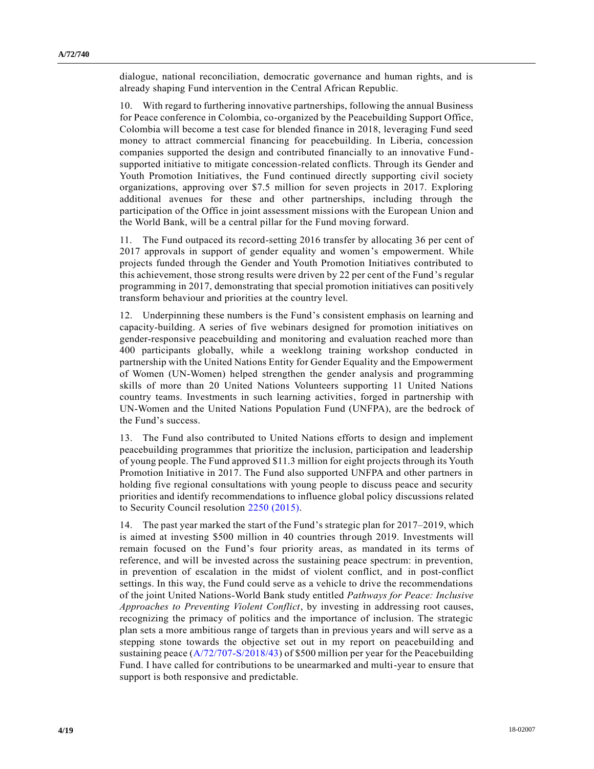dialogue, national reconciliation, democratic governance and human rights, and is already shaping Fund intervention in the Central African Republic.

10. With regard to furthering innovative partnerships, following the annual Business for Peace conference in Colombia, co-organized by the Peacebuilding Support Office, Colombia will become a test case for blended finance in 2018, leveraging Fund seed money to attract commercial financing for peacebuilding. In Liberia, concession companies supported the design and contributed financially to an innovative Fund-supported initiative to mitigate concession-related conflicts. Through its Gender and Youth Promotion Initiatives, the Fund continued directly supporting civil society organizations, approving over $7.5 million for seven projects in 2017. Exploring additional avenues for these and other partnerships, including through the participation of the Office in joint assessment missions with the European Union and the World Bank, will be a central pillar for the Fund moving forward.

11. The Fund outpaced its record-setting 2016 transfer by allocating 36 per cent of 2017 approvals in support of gender equality and women's empowerment. While projects funded through the Gender and Youth Promotion Initiatives contributed to this achievement, those strong results were driven by 22 per cent of the Fund's regular programming in 2017, demonstrating that special promotion initiatives can positively transform behaviour and priorities at the country level.

12. Underpinning these numbers is the Fund's consistent emphasis on learning and capacity-building. A series of five webinars designed for promotion initiatives on gender-responsive peacebuilding and monitoring and evaluation reached more than 400 participants globally, while a weeklong training workshop conducted in partnership with the United Nations Entity for Gender Equality and the Empowerment of Women (UN-Women) helped strengthen the gender analysis and programming skills of more than 20 United Nations Volunteers supporting 11 United Nations country teams. Investments in such learning activities, forged in partnership with UN-Women and the United Nations Population Fund (UNFPA), are the bedrock of the Fund's success.

13. The Fund also contributed to United Nations efforts to design and implement peacebuilding programmes that prioritize the inclusion, participation and leadership of young people. The Fund approved $11.3 million for eight projects through its Youth Promotion Initiative in 2017. The Fund also supported UNFPA and other partners in holding five regional consultations with young people to discuss peace and security priorities and identify recommendations to influence global policy discussions related to Security Council resolution 2250 (2015).

14. The past year marked the start of the Fund's strategic plan for 2017–2019, which is aimed at investing $500 million in 40 countries through 2019. Investments will remain focused on the Fund's four priority areas, as mandated in its terms of reference, and will be invested across the sustaining peace spectrum: in prevention, in prevention of escalation in the midst of violent conflict, and in post-conflict settings. In this way, the Fund could serve as a vehicle to drive the recommendations of the joint United Nations-World Bank study entitled *Pathways for Peace: Inclusive Approaches to Preventing Violent Conflict*, by investing in addressing root causes, recognizing the primacy of politics and the importance of inclusion. The strategic plan sets a more ambitious range of targets than in previous years and will serve as a stepping stone towards the objective set out in my report on peacebuilding and sustaining peace (A/72/707-S/2018/43) of $500 million per year for the Peacebuilding Fund. I have called for contributions to be unearmarked and multi-year to ensure that support is both responsive and predictable.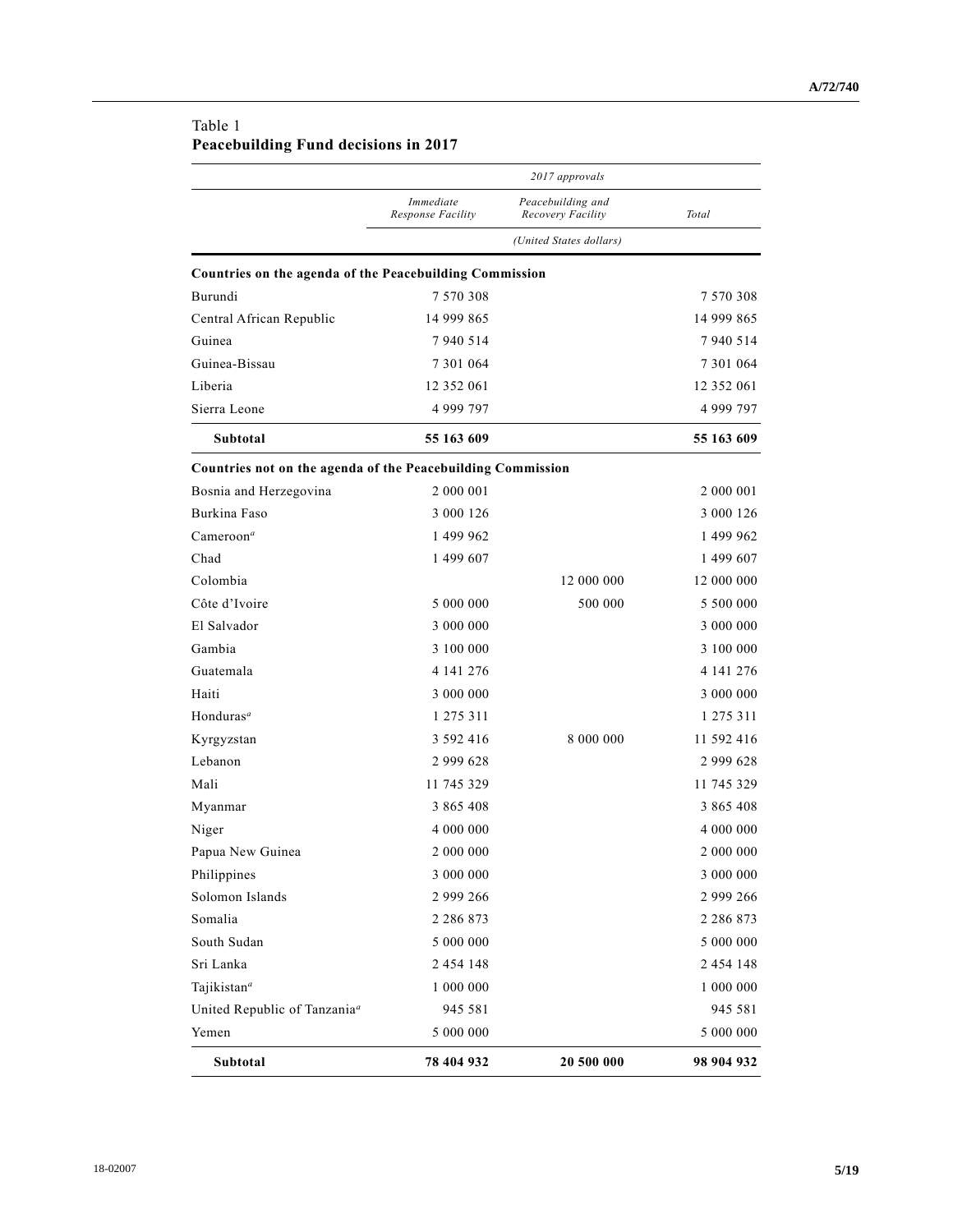Table 1
**Peacebuilding Fund decisions in 2017**

| | *2017 approvals* | | |
|---|---|---|---|
| | *Immediate Response Facility* | *Peacebuilding and Recovery Facility* | *Total* |
| | | *(United States dollars)* | |
| **Countries on the agenda of the Peacebuilding Commission** | | | |
| Burundi | 7 570 308 | | 7 570 308 |
| Central African Republic | 14 999 865 | | 14 999 865 |
| Guinea | 7 940 514 | | 7 940 514 |
| Guinea-Bissau | 7 301 064 | | 7 301 064 |
| Liberia | 12 352 061 | | 12 352 061 |
| Sierra Leone | 4 999 797 | | 4 999 797 |
| **Subtotal** | **55 163 609** | | **55 163 609** |
| **Countries not on the agenda of the Peacebuilding Commission** | | | |
| Bosnia and Herzegovina | 2 000 001 | | 2 000 001 |
| Burkina Faso | 3 000 126 | | 3 000 126 |
| Cameroon[a] | 1 499 962 | | 1 499 962 |
| Chad | 1 499 607 | | 1 499 607 |
| Colombia | | 12 000 000 | 12 000 000 |
| Côte d'Ivoire | 5 000 000 | 500 000 | 5 500 000 |
| El Salvador | 3 000 000 | | 3 000 000 |
| Gambia | 3 100 000 | | 3 100 000 |
| Guatemala | 4 141 276 | | 4 141 276 |
| Haiti | 3 000 000 | | 3 000 000 |
| Honduras[a] | 1 275 311 | | 1 275 311 |
| Kyrgyzstan | 3 592 416 | 8 000 000 | 11 592 416 |
| Lebanon | 2 999 628 | | 2 999 628 |
| Mali | 11 745 329 | | 11 745 329 |
| Myanmar | 3 865 408 | | 3 865 408 |
| Niger | 4 000 000 | | 4 000 000 |
| Papua New Guinea | 2 000 000 | | 2 000 000 |
| Philippines | 3 000 000 | | 3 000 000 |
| Solomon Islands | 2 999 266 | | 2 999 266 |
| Somalia | 2 286 873 | | 2 286 873 |
| South Sudan | 5 000 000 | | 5 000 000 |
| Sri Lanka | 2 454 148 | | 2 454 148 |
| Tajikistan[a] | 1 000 000 | | 1 000 000 |
| United Republic of Tanzania[a] | 945 581 | | 945 581 |
| Yemen | 5 000 000 | | 5 000 000 |
| **Subtotal** | **78 404 932** | **20 500 000** | **98 904 932** |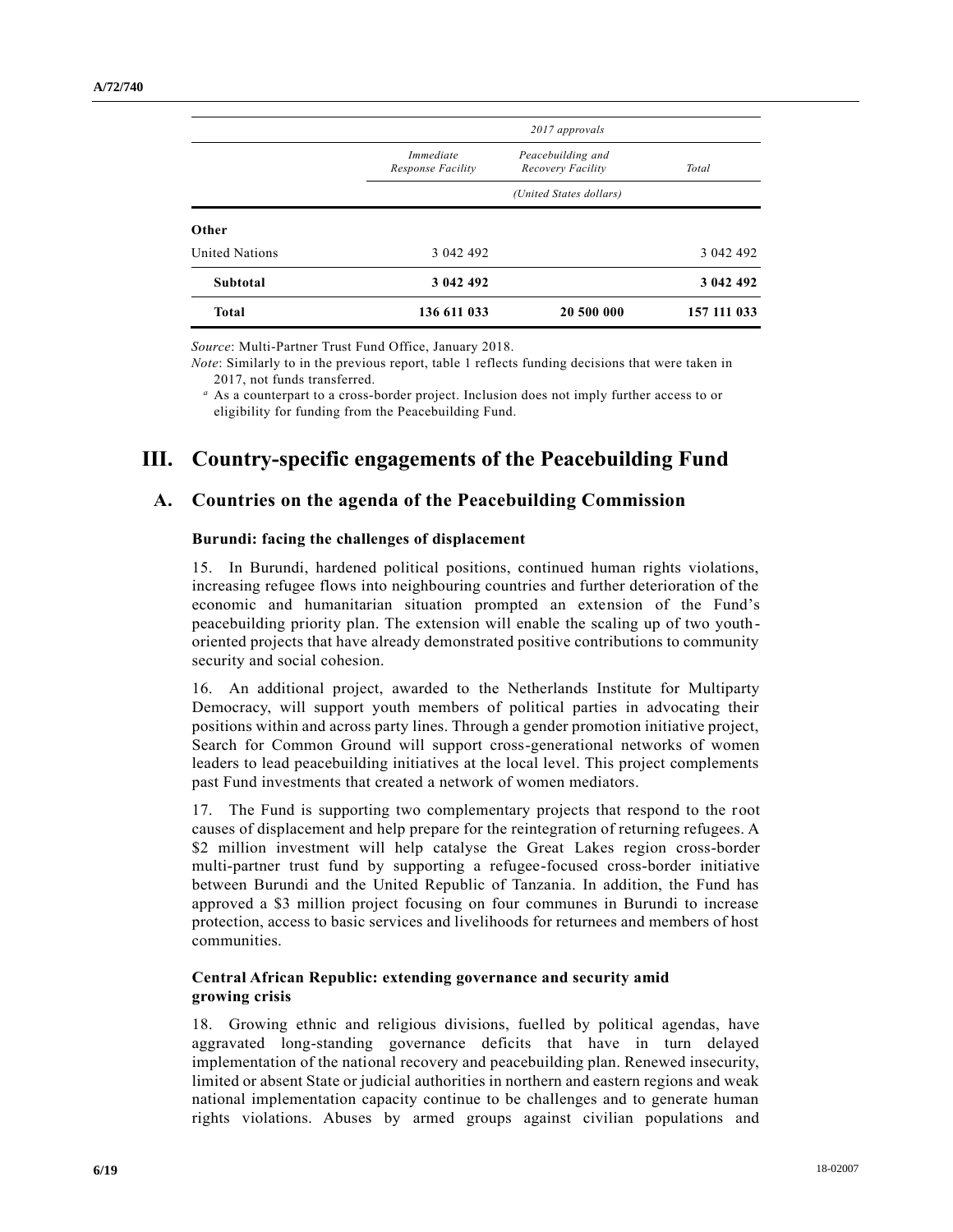| | 2017 approvals | | |
|---|---|---|---|
| | *Immediate Response Facility* | *Peacebuilding and Recovery Facility* | *Total* |
| | *(United States dollars)* | | |
| **Other** | | | |
| United Nations | 3 042 492 | | 3 042 492 |
| **Subtotal** | **3 042 492** | | **3 042 492** |
| **Total** | **136 611 033** | **20 500 000** | **157 111 033** |

*Source*: Multi-Partner Trust Fund Office, January 2018.

*Note*: Similarly to in the previous report, table 1 reflects funding decisions that were taken in 2017, not funds transferred.

[a] As a counterpart to a cross-border project. Inclusion does not imply further access to or eligibility for funding from the Peacebuilding Fund.

# III. Country-specific engagements of the Peacebuilding Fund

## A. Countries on the agenda of the Peacebuilding Commission

### Burundi: facing the challenges of displacement

15. In Burundi, hardened political positions, continued human rights violations, increasing refugee flows into neighbouring countries and further deterioration of the economic and humanitarian situation prompted an extension of the Fund's peacebuilding priority plan. The extension will enable the scaling up of two youth-oriented projects that have already demonstrated positive contributions to community security and social cohesion.

16. An additional project, awarded to the Netherlands Institute for Multiparty Democracy, will support youth members of political parties in advocating their positions within and across party lines. Through a gender promotion initiative project, Search for Common Ground will support cross-generational networks of women leaders to lead peacebuilding initiatives at the local level. This project complements past Fund investments that created a network of women mediators.

17. The Fund is supporting two complementary projects that respond to the root causes of displacement and help prepare for the reintegration of returning refugees. A $2 million investment will help catalyse the Great Lakes region cross-border multi-partner trust fund by supporting a refugee-focused cross-border initiative between Burundi and the United Republic of Tanzania. In addition, the Fund has approved a $3 million project focusing on four communes in Burundi to increase protection, access to basic services and livelihoods for returnees and members of host communities.

### Central African Republic: extending governance and security amid growing crisis

18. Growing ethnic and religious divisions, fuelled by political agendas, have aggravated long-standing governance deficits that have in turn delayed implementation of the national recovery and peacebuilding plan. Renewed insecurity, limited or absent State or judicial authorities in northern and eastern regions and weak national implementation capacity continue to be challenges and to generate human rights violations. Abuses by armed groups against civilian populations and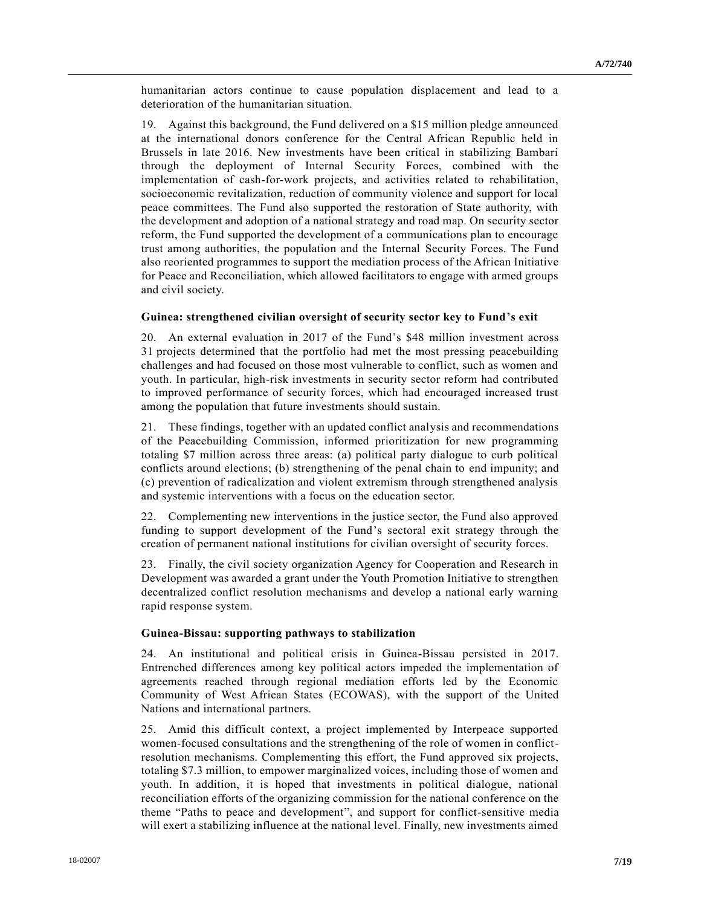humanitarian actors continue to cause population displacement and lead to a deterioration of the humanitarian situation.

19. Against this background, the Fund delivered on a $15 million pledge announced at the international donors conference for the Central African Republic held in Brussels in late 2016. New investments have been critical in stabilizing Bambari through the deployment of Internal Security Forces, combined with the implementation of cash-for-work projects, and activities related to rehabilitation, socioeconomic revitalization, reduction of community violence and support for local peace committees. The Fund also supported the restoration of State authority, with the development and adoption of a national strategy and road map. On security sector reform, the Fund supported the development of a communications plan to encourage trust among authorities, the population and the Internal Security Forces. The Fund also reoriented programmes to support the mediation process of the African Initiative for Peace and Reconciliation, which allowed facilitators to engage with armed groups and civil society.

**Guinea: strengthened civilian oversight of security sector key to Fund's exit**

20. An external evaluation in 2017 of the Fund's $48 million investment across 31 projects determined that the portfolio had met the most pressing peacebuilding challenges and had focused on those most vulnerable to conflict, such as women and youth. In particular, high-risk investments in security sector reform had contributed to improved performance of security forces, which had encouraged increased trust among the population that future investments should sustain.

21. These findings, together with an updated conflict analysis and recommendations of the Peacebuilding Commission, informed prioritization for new programming totaling $7 million across three areas: (a) political party dialogue to curb political conflicts around elections; (b) strengthening of the penal chain to end impunity; and (c) prevention of radicalization and violent extremism through strengthened analysis and systemic interventions with a focus on the education sector.

22. Complementing new interventions in the justice sector, the Fund also approved funding to support development of the Fund's sectoral exit strategy through the creation of permanent national institutions for civilian oversight of security forces.

23. Finally, the civil society organization Agency for Cooperation and Research in Development was awarded a grant under the Youth Promotion Initiative to strengthen decentralized conflict resolution mechanisms and develop a national early warning rapid response system.

**Guinea-Bissau: supporting pathways to stabilization**

24. An institutional and political crisis in Guinea-Bissau persisted in 2017. Entrenched differences among key political actors impeded the implementation of agreements reached through regional mediation efforts led by the Economic Community of West African States (ECOWAS), with the support of the United Nations and international partners.

25. Amid this difficult context, a project implemented by Interpeace supported women-focused consultations and the strengthening of the role of women in conflict-resolution mechanisms. Complementing this effort, the Fund approved six projects, totaling $7.3 million, to empower marginalized voices, including those of women and youth. In addition, it is hoped that investments in political dialogue, national reconciliation efforts of the organizing commission for the national conference on the theme "Paths to peace and development", and support for conflict-sensitive media will exert a stabilizing influence at the national level. Finally, new investments aimed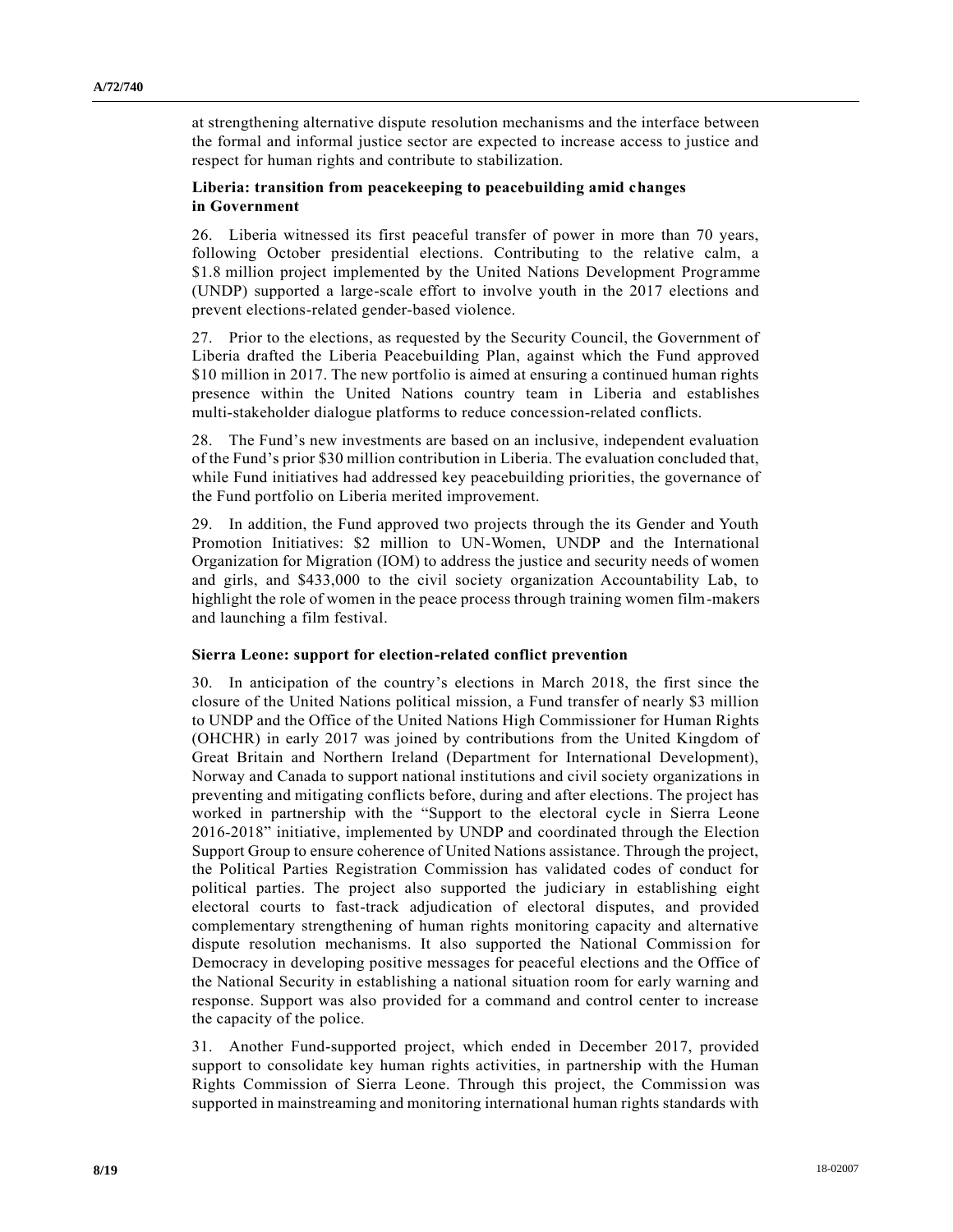at strengthening alternative dispute resolution mechanisms and the interface between the formal and informal justice sector are expected to increase access to justice and respect for human rights and contribute to stabilization.

### Liberia: transition from peacekeeping to peacebuilding amid changes in Government

26. Liberia witnessed its first peaceful transfer of power in more than 70 years, following October presidential elections. Contributing to the relative calm, a $1.8 million project implemented by the United Nations Development Programme (UNDP) supported a large-scale effort to involve youth in the 2017 elections and prevent elections-related gender-based violence.

27. Prior to the elections, as requested by the Security Council, the Government of Liberia drafted the Liberia Peacebuilding Plan, against which the Fund approved $10 million in 2017. The new portfolio is aimed at ensuring a continued human rights presence within the United Nations country team in Liberia and establishes multi-stakeholder dialogue platforms to reduce concession-related conflicts.

28. The Fund's new investments are based on an inclusive, independent evaluation of the Fund's prior $30 million contribution in Liberia. The evaluation concluded that, while Fund initiatives had addressed key peacebuilding priorities, the governance of the Fund portfolio on Liberia merited improvement.

29. In addition, the Fund approved two projects through the its Gender and Youth Promotion Initiatives: $2 million to UN-Women, UNDP and the International Organization for Migration (IOM) to address the justice and security needs of women and girls, and $433,000 to the civil society organization Accountability Lab, to highlight the role of women in the peace process through training women film-makers and launching a film festival.

### Sierra Leone: support for election-related conflict prevention

30. In anticipation of the country's elections in March 2018, the first since the closure of the United Nations political mission, a Fund transfer of nearly $3 million to UNDP and the Office of the United Nations High Commissioner for Human Rights (OHCHR) in early 2017 was joined by contributions from the United Kingdom of Great Britain and Northern Ireland (Department for International Development), Norway and Canada to support national institutions and civil society organizations in preventing and mitigating conflicts before, during and after elections. The project has worked in partnership with the "Support to the electoral cycle in Sierra Leone 2016-2018" initiative, implemented by UNDP and coordinated through the Election Support Group to ensure coherence of United Nations assistance. Through the project, the Political Parties Registration Commission has validated codes of conduct for political parties. The project also supported the judiciary in establishing eight electoral courts to fast-track adjudication of electoral disputes, and provided complementary strengthening of human rights monitoring capacity and alternative dispute resolution mechanisms. It also supported the National Commission for Democracy in developing positive messages for peaceful elections and the Office of the National Security in establishing a national situation room for early warning and response. Support was also provided for a command and control center to increase the capacity of the police.

31. Another Fund-supported project, which ended in December 2017, provided support to consolidate key human rights activities, in partnership with the Human Rights Commission of Sierra Leone. Through this project, the Commission was supported in mainstreaming and monitoring international human rights standards with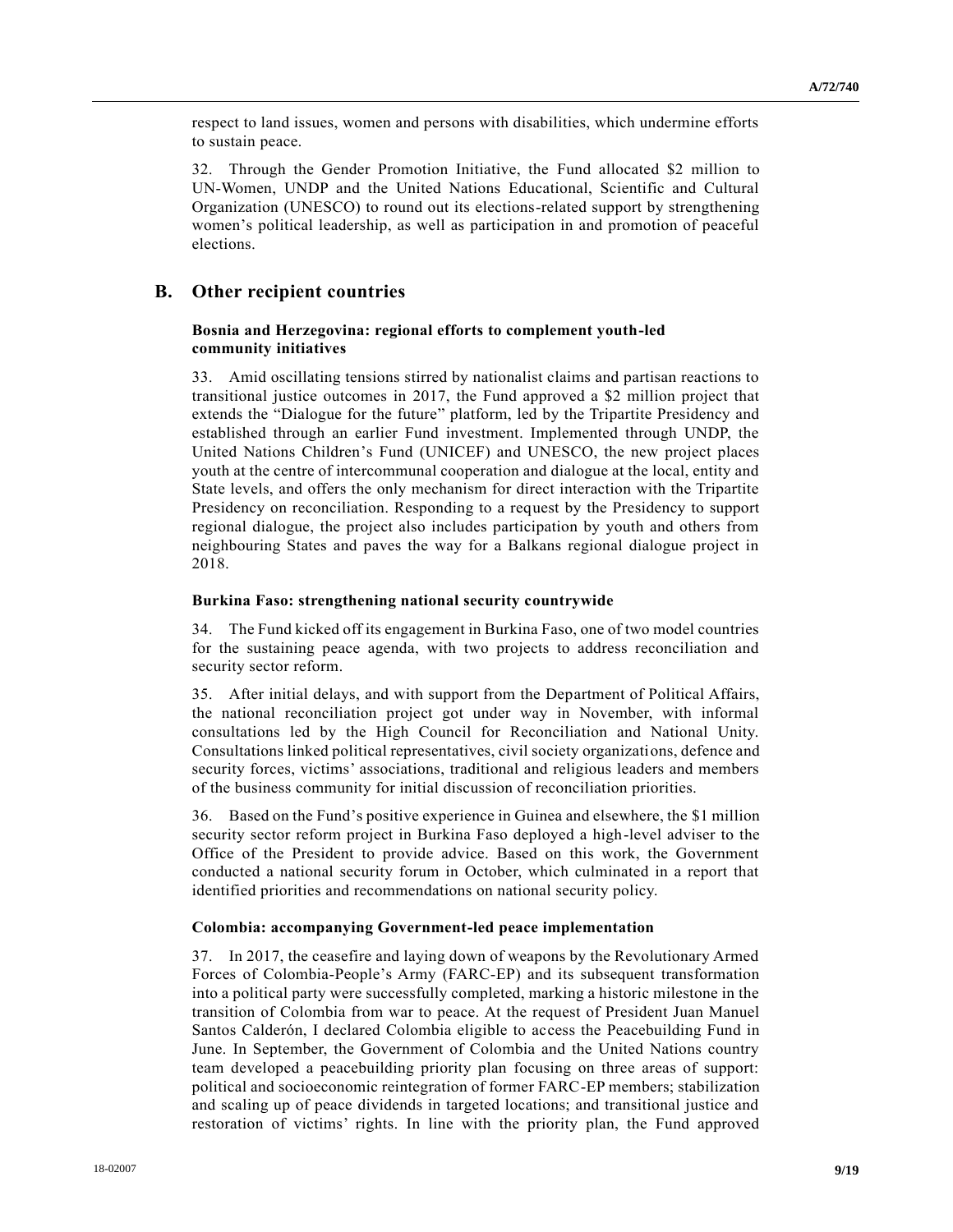respect to land issues, women and persons with disabilities, which undermine efforts to sustain peace.

32. Through the Gender Promotion Initiative, the Fund allocated $2 million to UN-Women, UNDP and the United Nations Educational, Scientific and Cultural Organization (UNESCO) to round out its elections-related support by strengthening women's political leadership, as well as participation in and promotion of peaceful elections.

## B. Other recipient countries

### Bosnia and Herzegovina: regional efforts to complement youth-led community initiatives

33. Amid oscillating tensions stirred by nationalist claims and partisan reactions to transitional justice outcomes in 2017, the Fund approved a $2 million project that extends the "Dialogue for the future" platform, led by the Tripartite Presidency and established through an earlier Fund investment. Implemented through UNDP, the United Nations Children's Fund (UNICEF) and UNESCO, the new project places youth at the centre of intercommunal cooperation and dialogue at the local, entity and State levels, and offers the only mechanism for direct interaction with the Tripartite Presidency on reconciliation. Responding to a request by the Presidency to support regional dialogue, the project also includes participation by youth and others from neighbouring States and paves the way for a Balkans regional dialogue project in 2018.

### Burkina Faso: strengthening national security countrywide

34. The Fund kicked off its engagement in Burkina Faso, one of two model countries for the sustaining peace agenda, with two projects to address reconciliation and security sector reform.

35. After initial delays, and with support from the Department of Political Affairs, the national reconciliation project got under way in November, with informal consultations led by the High Council for Reconciliation and National Unity. Consultations linked political representatives, civil society organizations, defence and security forces, victims' associations, traditional and religious leaders and members of the business community for initial discussion of reconciliation priorities.

36. Based on the Fund's positive experience in Guinea and elsewhere, the $1 million security sector reform project in Burkina Faso deployed a high-level adviser to the Office of the President to provide advice. Based on this work, the Government conducted a national security forum in October, which culminated in a report that identified priorities and recommendations on national security policy.

### Colombia: accompanying Government-led peace implementation

37. In 2017, the ceasefire and laying down of weapons by the Revolutionary Armed Forces of Colombia-People's Army (FARC-EP) and its subsequent transformation into a political party were successfully completed, marking a historic milestone in the transition of Colombia from war to peace. At the request of President Juan Manuel Santos Calderón, I declared Colombia eligible to access the Peacebuilding Fund in June. In September, the Government of Colombia and the United Nations country team developed a peacebuilding priority plan focusing on three areas of support: political and socioeconomic reintegration of former FARC-EP members; stabilization and scaling up of peace dividends in targeted locations; and transitional justice and restoration of victims' rights. In line with the priority plan, the Fund approved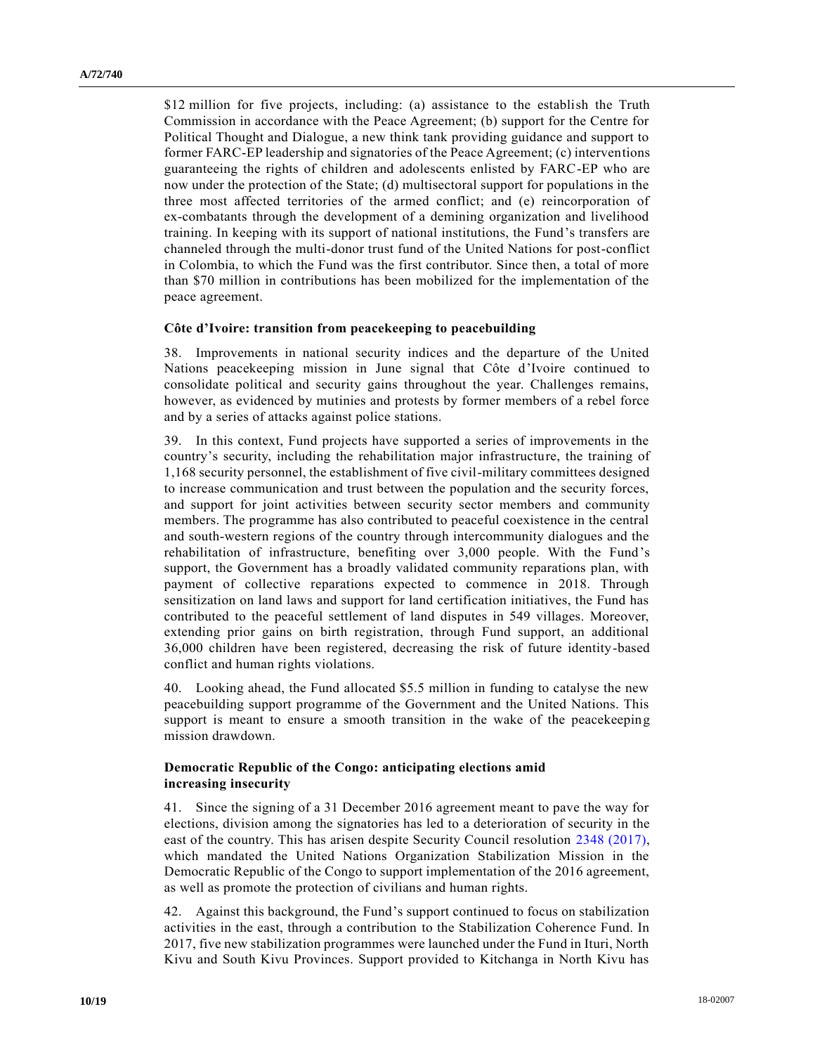$12 million for five projects, including: (a) assistance to the establish the Truth Commission in accordance with the Peace Agreement; (b) support for the Centre for Political Thought and Dialogue, a new think tank providing guidance and support to former FARC-EP leadership and signatories of the Peace Agreement; (c) interventions guaranteeing the rights of children and adolescents enlisted by FARC-EP who are now under the protection of the State; (d) multisectoral support for populations in the three most affected territories of the armed conflict; and (e) reincorporation of ex-combatants through the development of a demining organization and livelihood training. In keeping with its support of national institutions, the Fund's transfers are channeled through the multi-donor trust fund of the United Nations for post-conflict in Colombia, to which the Fund was the first contributor. Since then, a total of more than $70 million in contributions has been mobilized for the implementation of the peace agreement.

### Côte d'Ivoire: transition from peacekeeping to peacebuilding

38. Improvements in national security indices and the departure of the United Nations peacekeeping mission in June signal that Côte d'Ivoire continued to consolidate political and security gains throughout the year. Challenges remains, however, as evidenced by mutinies and protests by former members of a rebel force and by a series of attacks against police stations.

39. In this context, Fund projects have supported a series of improvements in the country's security, including the rehabilitation major infrastructure, the training of 1,168 security personnel, the establishment of five civil-military committees designed to increase communication and trust between the population and the security forces, and support for joint activities between security sector members and community members. The programme has also contributed to peaceful coexistence in the central and south-western regions of the country through intercommunity dialogues and the rehabilitation of infrastructure, benefiting over 3,000 people. With the Fund's support, the Government has a broadly validated community reparations plan, with payment of collective reparations expected to commence in 2018. Through sensitization on land laws and support for land certification initiatives, the Fund has contributed to the peaceful settlement of land disputes in 549 villages. Moreover, extending prior gains on birth registration, through Fund support, an additional 36,000 children have been registered, decreasing the risk of future identity-based conflict and human rights violations.

40. Looking ahead, the Fund allocated $5.5 million in funding to catalyse the new peacebuilding support programme of the Government and the United Nations. This support is meant to ensure a smooth transition in the wake of the peacekeeping mission drawdown.

### Democratic Republic of the Congo: anticipating elections amid increasing insecurity

41. Since the signing of a 31 December 2016 agreement meant to pave the way for elections, division among the signatories has led to a deterioration of security in the east of the country. This has arisen despite Security Council resolution 2348 (2017), which mandated the United Nations Organization Stabilization Mission in the Democratic Republic of the Congo to support implementation of the 2016 agreement, as well as promote the protection of civilians and human rights.

42. Against this background, the Fund's support continued to focus on stabilization activities in the east, through a contribution to the Stabilization Coherence Fund. In 2017, five new stabilization programmes were launched under the Fund in Ituri, North Kivu and South Kivu Provinces. Support provided to Kitchanga in North Kivu has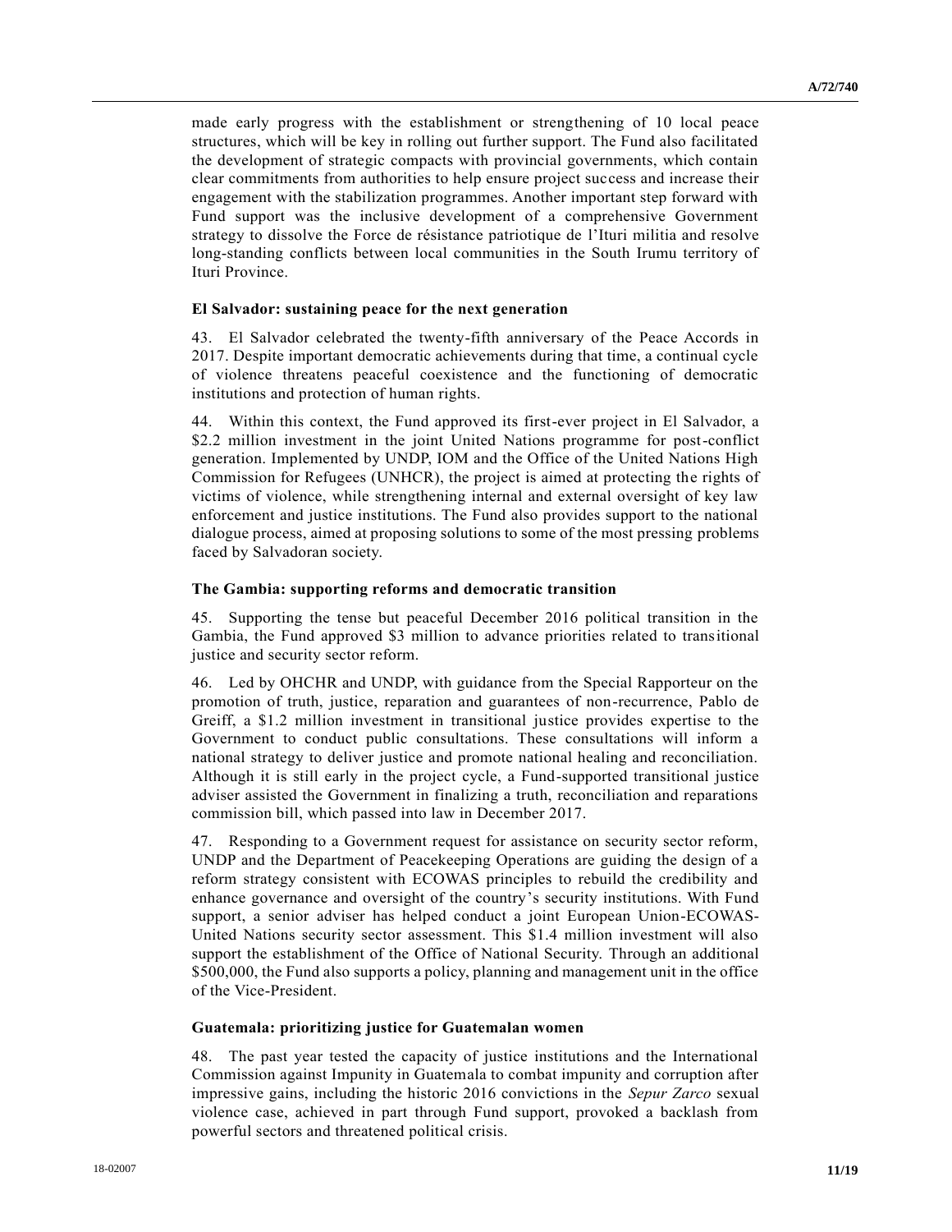made early progress with the establishment or strengthening of 10 local peace structures, which will be key in rolling out further support. The Fund also facilitated the development of strategic compacts with provincial governments, which contain clear commitments from authorities to help ensure project success and increase their engagement with the stabilization programmes. Another important step forward with Fund support was the inclusive development of a comprehensive Government strategy to dissolve the Force de résistance patriotique de l'Ituri militia and resolve long-standing conflicts between local communities in the South Irumu territory of Ituri Province.

### El Salvador: sustaining peace for the next generation

43. El Salvador celebrated the twenty-fifth anniversary of the Peace Accords in 2017. Despite important democratic achievements during that time, a continual cycle of violence threatens peaceful coexistence and the functioning of democratic institutions and protection of human rights.

44. Within this context, the Fund approved its first-ever project in El Salvador, a $2.2 million investment in the joint United Nations programme for post-conflict generation. Implemented by UNDP, IOM and the Office of the United Nations High Commission for Refugees (UNHCR), the project is aimed at protecting the rights of victims of violence, while strengthening internal and external oversight of key law enforcement and justice institutions. The Fund also provides support to the national dialogue process, aimed at proposing solutions to some of the most pressing problems faced by Salvadoran society.

### The Gambia: supporting reforms and democratic transition

45. Supporting the tense but peaceful December 2016 political transition in the Gambia, the Fund approved $3 million to advance priorities related to transitional justice and security sector reform.

46. Led by OHCHR and UNDP, with guidance from the Special Rapporteur on the promotion of truth, justice, reparation and guarantees of non-recurrence, Pablo de Greiff, a $1.2 million investment in transitional justice provides expertise to the Government to conduct public consultations. These consultations will inform a national strategy to deliver justice and promote national healing and reconciliation. Although it is still early in the project cycle, a Fund-supported transitional justice adviser assisted the Government in finalizing a truth, reconciliation and reparations commission bill, which passed into law in December 2017.

47. Responding to a Government request for assistance on security sector reform, UNDP and the Department of Peacekeeping Operations are guiding the design of a reform strategy consistent with ECOWAS principles to rebuild the credibility and enhance governance and oversight of the country's security institutions. With Fund support, a senior adviser has helped conduct a joint European Union-ECOWAS-United Nations security sector assessment. This $1.4 million investment will also support the establishment of the Office of National Security. Through an additional $500,000, the Fund also supports a policy, planning and management unit in the office of the Vice-President.

### Guatemala: prioritizing justice for Guatemalan women

48. The past year tested the capacity of justice institutions and the International Commission against Impunity in Guatemala to combat impunity and corruption after impressive gains, including the historic 2016 convictions in the *Sepur Zarco* sexual violence case, achieved in part through Fund support, provoked a backlash from powerful sectors and threatened political crisis.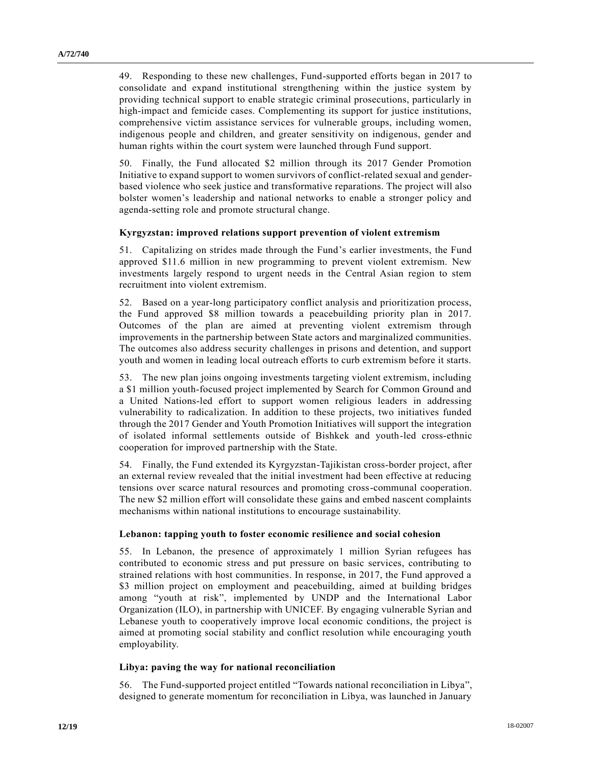49. Responding to these new challenges, Fund-supported efforts began in 2017 to consolidate and expand institutional strengthening within the justice system by providing technical support to enable strategic criminal prosecutions, particularly in high-impact and femicide cases. Complementing its support for justice institutions, comprehensive victim assistance services for vulnerable groups, including women, indigenous people and children, and greater sensitivity on indigenous, gender and human rights within the court system were launched through Fund support.

50. Finally, the Fund allocated \$2 million through its 2017 Gender Promotion Initiative to expand support to women survivors of conflict-related sexual and gender-based violence who seek justice and transformative reparations. The project will also bolster women's leadership and national networks to enable a stronger policy and agenda-setting role and promote structural change.

### Kyrgyzstan: improved relations support prevention of violent extremism

51. Capitalizing on strides made through the Fund's earlier investments, the Fund approved \$11.6 million in new programming to prevent violent extremism. New investments largely respond to urgent needs in the Central Asian region to stem recruitment into violent extremism.

52. Based on a year-long participatory conflict analysis and prioritization process, the Fund approved \$8 million towards a peacebuilding priority plan in 2017. Outcomes of the plan are aimed at preventing violent extremism through improvements in the partnership between State actors and marginalized communities. The outcomes also address security challenges in prisons and detention, and support youth and women in leading local outreach efforts to curb extremism before it starts.

53. The new plan joins ongoing investments targeting violent extremism, including a \$1 million youth-focused project implemented by Search for Common Ground and a United Nations-led effort to support women religious leaders in addressing vulnerability to radicalization. In addition to these projects, two initiatives funded through the 2017 Gender and Youth Promotion Initiatives will support the integration of isolated informal settlements outside of Bishkek and youth-led cross-ethnic cooperation for improved partnership with the State.

54. Finally, the Fund extended its Kyrgyzstan-Tajikistan cross-border project, after an external review revealed that the initial investment had been effective at reducing tensions over scarce natural resources and promoting cross-communal cooperation. The new \$2 million effort will consolidate these gains and embed nascent complaints mechanisms within national institutions to encourage sustainability.

### Lebanon: tapping youth to foster economic resilience and social cohesion

55. In Lebanon, the presence of approximately 1 million Syrian refugees has contributed to economic stress and put pressure on basic services, contributing to strained relations with host communities. In response, in 2017, the Fund approved a \$3 million project on employment and peacebuilding, aimed at building bridges among "youth at risk", implemented by UNDP and the International Labor Organization (ILO), in partnership with UNICEF. By engaging vulnerable Syrian and Lebanese youth to cooperatively improve local economic conditions, the project is aimed at promoting social stability and conflict resolution while encouraging youth employability.

### Libya: paving the way for national reconciliation

56. The Fund-supported project entitled "Towards national reconciliation in Libya", designed to generate momentum for reconciliation in Libya, was launched in January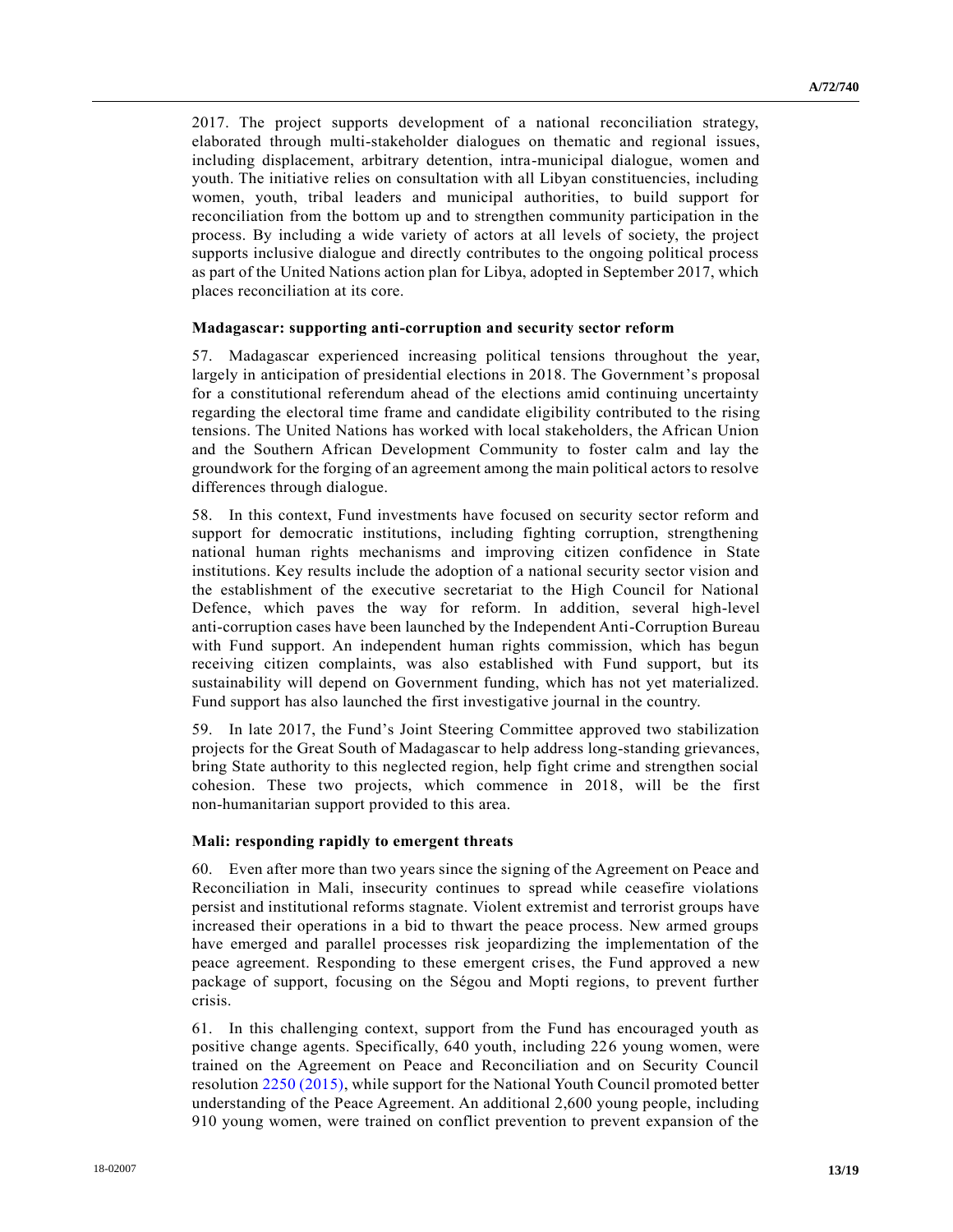2017. The project supports development of a national reconciliation strategy, elaborated through multi-stakeholder dialogues on thematic and regional issues, including displacement, arbitrary detention, intra-municipal dialogue, women and youth. The initiative relies on consultation with all Libyan constituencies, including women, youth, tribal leaders and municipal authorities, to build support for reconciliation from the bottom up and to strengthen community participation in the process. By including a wide variety of actors at all levels of society, the project supports inclusive dialogue and directly contributes to the ongoing political process as part of the United Nations action plan for Libya, adopted in September 2017, which places reconciliation at its core.

**Madagascar: supporting anti-corruption and security sector reform**

57. Madagascar experienced increasing political tensions throughout the year, largely in anticipation of presidential elections in 2018. The Government's proposal for a constitutional referendum ahead of the elections amid continuing uncertainty regarding the electoral time frame and candidate eligibility contributed to the rising tensions. The United Nations has worked with local stakeholders, the African Union and the Southern African Development Community to foster calm and lay the groundwork for the forging of an agreement among the main political actors to resolve differences through dialogue.

58. In this context, Fund investments have focused on security sector reform and support for democratic institutions, including fighting corruption, strengthening national human rights mechanisms and improving citizen confidence in State institutions. Key results include the adoption of a national security sector vision and the establishment of the executive secretariat to the High Council for National Defence, which paves the way for reform. In addition, several high-level anti-corruption cases have been launched by the Independent Anti-Corruption Bureau with Fund support. An independent human rights commission, which has begun receiving citizen complaints, was also established with Fund support, but its sustainability will depend on Government funding, which has not yet materialized. Fund support has also launched the first investigative journal in the country.

59. In late 2017, the Fund's Joint Steering Committee approved two stabilization projects for the Great South of Madagascar to help address long-standing grievances, bring State authority to this neglected region, help fight crime and strengthen social cohesion. These two projects, which commence in 2018, will be the first non-humanitarian support provided to this area.

**Mali: responding rapidly to emergent threats**

60. Even after more than two years since the signing of the Agreement on Peace and Reconciliation in Mali, insecurity continues to spread while ceasefire violations persist and institutional reforms stagnate. Violent extremist and terrorist groups have increased their operations in a bid to thwart the peace process. New armed groups have emerged and parallel processes risk jeopardizing the implementation of the peace agreement. Responding to these emergent crises, the Fund approved a new package of support, focusing on the Ségou and Mopti regions, to prevent further crisis.

61. In this challenging context, support from the Fund has encouraged youth as positive change agents. Specifically, 640 youth, including 226 young women, were trained on the Agreement on Peace and Reconciliation and on Security Council resolution 2250 (2015), while support for the National Youth Council promoted better understanding of the Peace Agreement. An additional 2,600 young people, including 910 young women, were trained on conflict prevention to prevent expansion of the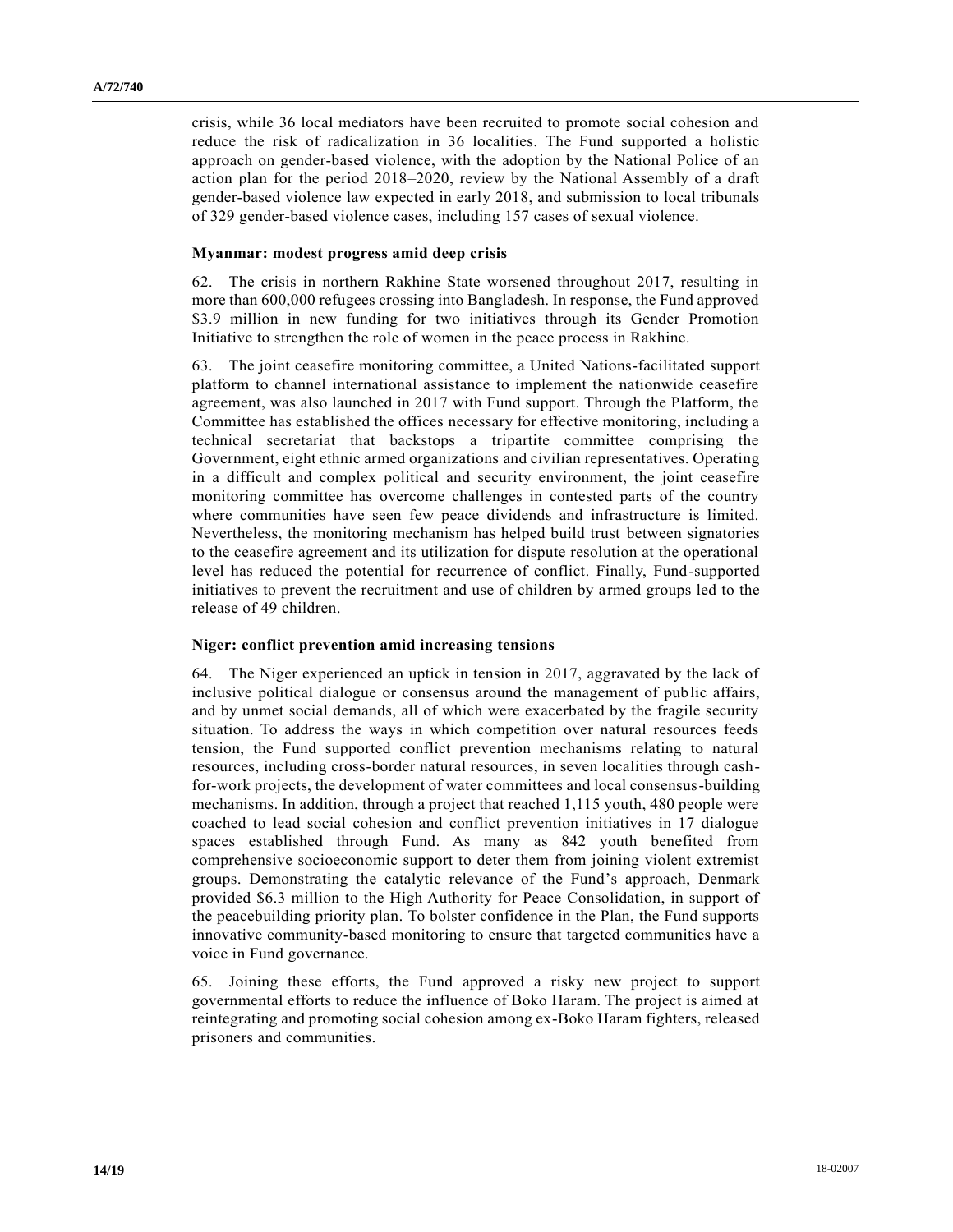crisis, while 36 local mediators have been recruited to promote social cohesion and reduce the risk of radicalization in 36 localities. The Fund supported a holistic approach on gender-based violence, with the adoption by the National Police of an action plan for the period 2018–2020, review by the National Assembly of a draft gender-based violence law expected in early 2018, and submission to local tribunals of 329 gender-based violence cases, including 157 cases of sexual violence.

### Myanmar: modest progress amid deep crisis

62. The crisis in northern Rakhine State worsened throughout 2017, resulting in more than 600,000 refugees crossing into Bangladesh. In response, the Fund approved $3.9 million in new funding for two initiatives through its Gender Promotion Initiative to strengthen the role of women in the peace process in Rakhine.

63. The joint ceasefire monitoring committee, a United Nations-facilitated support platform to channel international assistance to implement the nationwide ceasefire agreement, was also launched in 2017 with Fund support. Through the Platform, the Committee has established the offices necessary for effective monitoring, including a technical secretariat that backstops a tripartite committee comprising the Government, eight ethnic armed organizations and civilian representatives. Operating in a difficult and complex political and security environment, the joint ceasefire monitoring committee has overcome challenges in contested parts of the country where communities have seen few peace dividends and infrastructure is limited. Nevertheless, the monitoring mechanism has helped build trust between signatories to the ceasefire agreement and its utilization for dispute resolution at the operational level has reduced the potential for recurrence of conflict. Finally, Fund-supported initiatives to prevent the recruitment and use of children by armed groups led to the release of 49 children.

### Niger: conflict prevention amid increasing tensions

64. The Niger experienced an uptick in tension in 2017, aggravated by the lack of inclusive political dialogue or consensus around the management of public affairs, and by unmet social demands, all of which were exacerbated by the fragile security situation. To address the ways in which competition over natural resources feeds tension, the Fund supported conflict prevention mechanisms relating to natural resources, including cross-border natural resources, in seven localities through cash-for-work projects, the development of water committees and local consensus-building mechanisms. In addition, through a project that reached 1,115 youth, 480 people were coached to lead social cohesion and conflict prevention initiatives in 17 dialogue spaces established through Fund. As many as 842 youth benefited from comprehensive socioeconomic support to deter them from joining violent extremist groups. Demonstrating the catalytic relevance of the Fund's approach, Denmark provided $6.3 million to the High Authority for Peace Consolidation, in support of the peacebuilding priority plan. To bolster confidence in the Plan, the Fund supports innovative community-based monitoring to ensure that targeted communities have a voice in Fund governance.

65. Joining these efforts, the Fund approved a risky new project to support governmental efforts to reduce the influence of Boko Haram. The project is aimed at reintegrating and promoting social cohesion among ex-Boko Haram fighters, released prisoners and communities.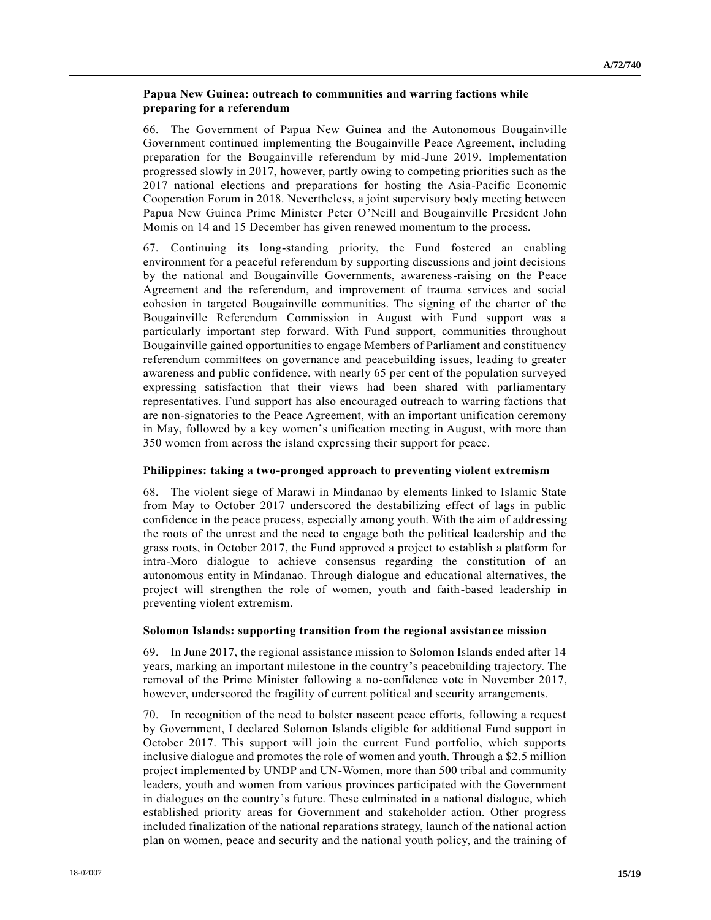### Papua New Guinea: outreach to communities and warring factions while preparing for a referendum

66. The Government of Papua New Guinea and the Autonomous Bougainville Government continued implementing the Bougainville Peace Agreement, including preparation for the Bougainville referendum by mid-June 2019. Implementation progressed slowly in 2017, however, partly owing to competing priorities such as the 2017 national elections and preparations for hosting the Asia-Pacific Economic Cooperation Forum in 2018. Nevertheless, a joint supervisory body meeting between Papua New Guinea Prime Minister Peter O'Neill and Bougainville President John Momis on 14 and 15 December has given renewed momentum to the process.

67. Continuing its long-standing priority, the Fund fostered an enabling environment for a peaceful referendum by supporting discussions and joint decisions by the national and Bougainville Governments, awareness-raising on the Peace Agreement and the referendum, and improvement of trauma services and social cohesion in targeted Bougainville communities. The signing of the charter of the Bougainville Referendum Commission in August with Fund support was a particularly important step forward. With Fund support, communities throughout Bougainville gained opportunities to engage Members of Parliament and constituency referendum committees on governance and peacebuilding issues, leading to greater awareness and public confidence, with nearly 65 per cent of the population surveyed expressing satisfaction that their views had been shared with parliamentary representatives. Fund support has also encouraged outreach to warring factions that are non-signatories to the Peace Agreement, with an important unification ceremony in May, followed by a key women's unification meeting in August, with more than 350 women from across the island expressing their support for peace.

### Philippines: taking a two-pronged approach to preventing violent extremism

68. The violent siege of Marawi in Mindanao by elements linked to Islamic State from May to October 2017 underscored the destabilizing effect of lags in public confidence in the peace process, especially among youth. With the aim of addressing the roots of the unrest and the need to engage both the political leadership and the grass roots, in October 2017, the Fund approved a project to establish a platform for intra-Moro dialogue to achieve consensus regarding the constitution of an autonomous entity in Mindanao. Through dialogue and educational alternatives, the project will strengthen the role of women, youth and faith-based leadership in preventing violent extremism.

### Solomon Islands: supporting transition from the regional assistance mission

69. In June 2017, the regional assistance mission to Solomon Islands ended after 14 years, marking an important milestone in the country's peacebuilding trajectory. The removal of the Prime Minister following a no-confidence vote in November 2017, however, underscored the fragility of current political and security arrangements.

70. In recognition of the need to bolster nascent peace efforts, following a request by Government, I declared Solomon Islands eligible for additional Fund support in October 2017. This support will join the current Fund portfolio, which supports inclusive dialogue and promotes the role of women and youth. Through a $2.5 million project implemented by UNDP and UN-Women, more than 500 tribal and community leaders, youth and women from various provinces participated with the Government in dialogues on the country's future. These culminated in a national dialogue, which established priority areas for Government and stakeholder action. Other progress included finalization of the national reparations strategy, launch of the national action plan on women, peace and security and the national youth policy, and the training of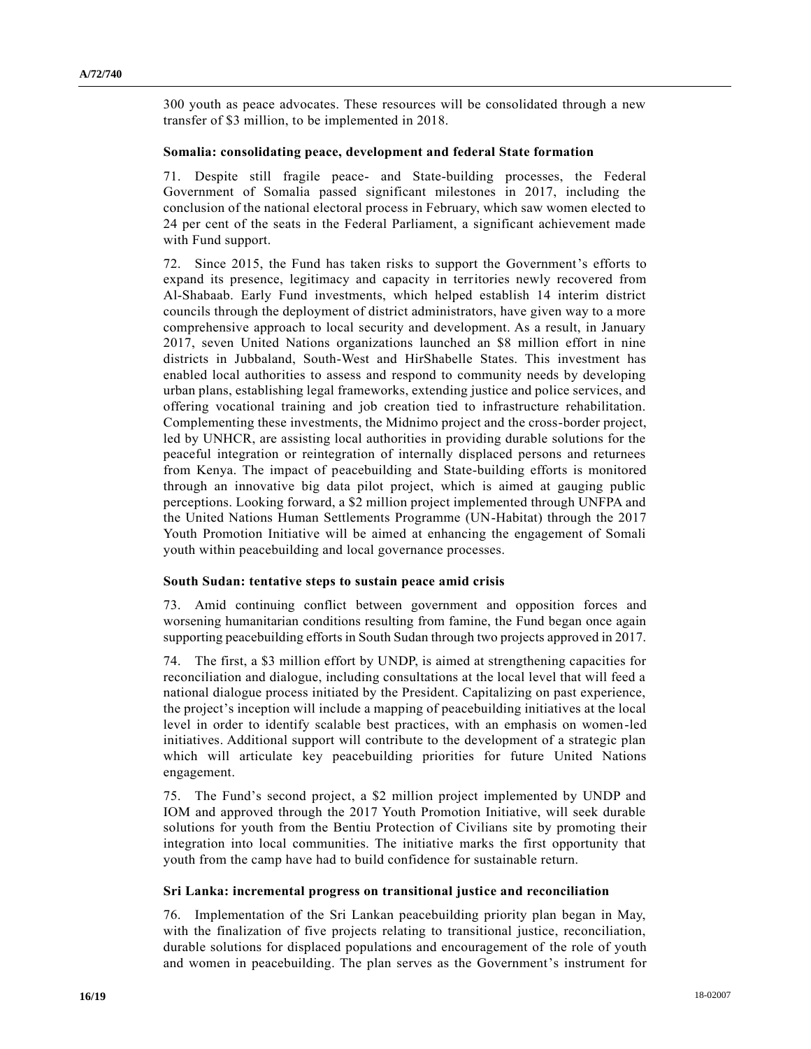300 youth as peace advocates. These resources will be consolidated through a new transfer of $3 million, to be implemented in 2018.

### Somalia: consolidating peace, development and federal State formation

71. Despite still fragile peace- and State-building processes, the Federal Government of Somalia passed significant milestones in 2017, including the conclusion of the national electoral process in February, which saw women elected to 24 per cent of the seats in the Federal Parliament, a significant achievement made with Fund support.

72. Since 2015, the Fund has taken risks to support the Government's efforts to expand its presence, legitimacy and capacity in territories newly recovered from Al-Shabaab. Early Fund investments, which helped establish 14 interim district councils through the deployment of district administrators, have given way to a more comprehensive approach to local security and development. As a result, in January 2017, seven United Nations organizations launched an $8 million effort in nine districts in Jubbaland, South-West and HirShabelle States. This investment has enabled local authorities to assess and respond to community needs by developing urban plans, establishing legal frameworks, extending justice and police services, and offering vocational training and job creation tied to infrastructure rehabilitation. Complementing these investments, the Midnimo project and the cross-border project, led by UNHCR, are assisting local authorities in providing durable solutions for the peaceful integration or reintegration of internally displaced persons and returnees from Kenya. The impact of peacebuilding and State-building efforts is monitored through an innovative big data pilot project, which is aimed at gauging public perceptions. Looking forward, a $2 million project implemented through UNFPA and the United Nations Human Settlements Programme (UN-Habitat) through the 2017 Youth Promotion Initiative will be aimed at enhancing the engagement of Somali youth within peacebuilding and local governance processes.

### South Sudan: tentative steps to sustain peace amid crisis

73. Amid continuing conflict between government and opposition forces and worsening humanitarian conditions resulting from famine, the Fund began once again supporting peacebuilding efforts in South Sudan through two projects approved in 2017.

74. The first, a $3 million effort by UNDP, is aimed at strengthening capacities for reconciliation and dialogue, including consultations at the local level that will feed a national dialogue process initiated by the President. Capitalizing on past experience, the project's inception will include a mapping of peacebuilding initiatives at the local level in order to identify scalable best practices, with an emphasis on women-led initiatives. Additional support will contribute to the development of a strategic plan which will articulate key peacebuilding priorities for future United Nations engagement.

75. The Fund's second project, a $2 million project implemented by UNDP and IOM and approved through the 2017 Youth Promotion Initiative, will seek durable solutions for youth from the Bentiu Protection of Civilians site by promoting their integration into local communities. The initiative marks the first opportunity that youth from the camp have had to build confidence for sustainable return.

### Sri Lanka: incremental progress on transitional justice and reconciliation

76. Implementation of the Sri Lankan peacebuilding priority plan began in May, with the finalization of five projects relating to transitional justice, reconciliation, durable solutions for displaced populations and encouragement of the role of youth and women in peacebuilding. The plan serves as the Government's instrument for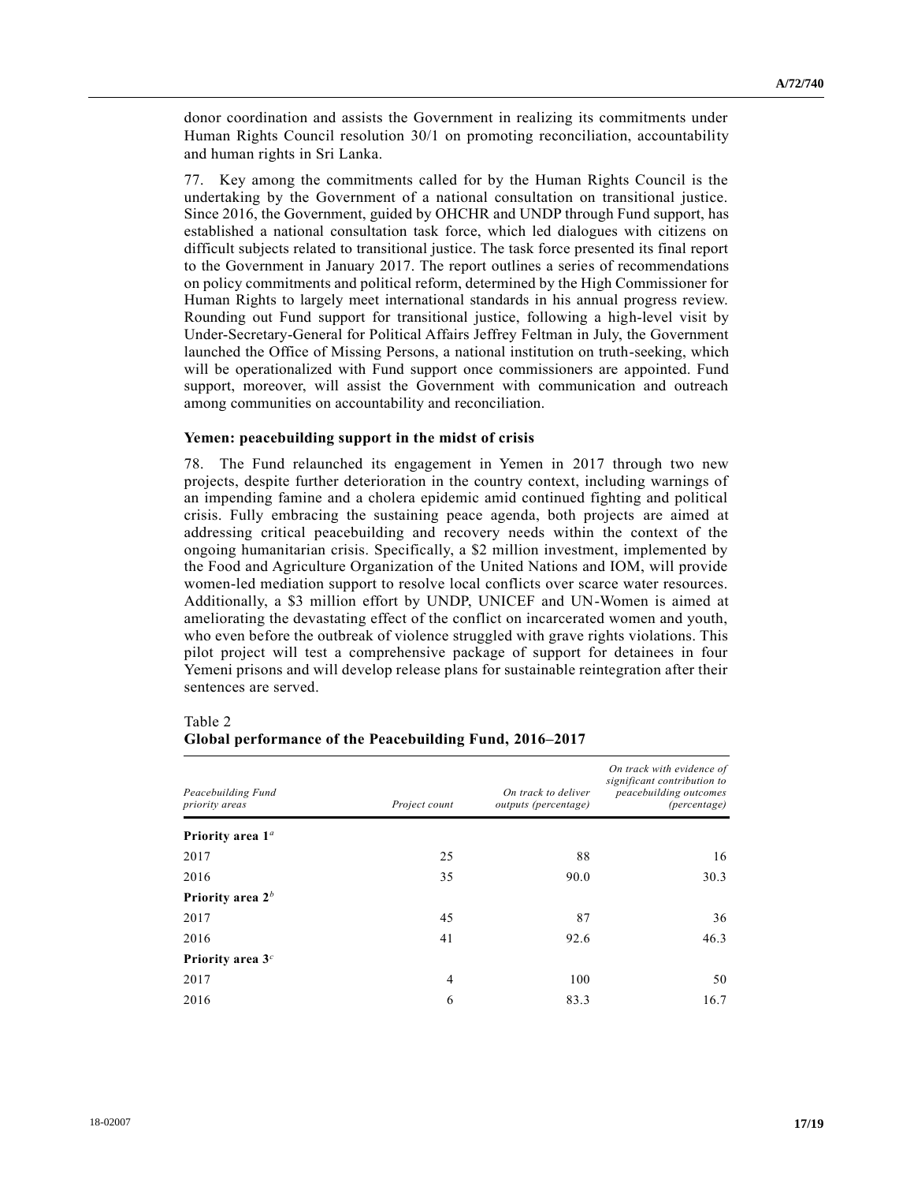donor coordination and assists the Government in realizing its commitments under Human Rights Council resolution 30/1 on promoting reconciliation, accountability and human rights in Sri Lanka.

77. Key among the commitments called for by the Human Rights Council is the undertaking by the Government of a national consultation on transitional justice. Since 2016, the Government, guided by OHCHR and UNDP through Fund support, has established a national consultation task force, which led dialogues with citizens on difficult subjects related to transitional justice. The task force presented its final report to the Government in January 2017. The report outlines a series of recommendations on policy commitments and political reform, determined by the High Commissioner for Human Rights to largely meet international standards in his annual progress review. Rounding out Fund support for transitional justice, following a high-level visit by Under-Secretary-General for Political Affairs Jeffrey Feltman in July, the Government launched the Office of Missing Persons, a national institution on truth-seeking, which will be operationalized with Fund support once commissioners are appointed. Fund support, moreover, will assist the Government with communication and outreach among communities on accountability and reconciliation.

**Yemen: peacebuilding support in the midst of crisis**

78. The Fund relaunched its engagement in Yemen in 2017 through two new projects, despite further deterioration in the country context, including warnings of an impending famine and a cholera epidemic amid continued fighting and political crisis. Fully embracing the sustaining peace agenda, both projects are aimed at addressing critical peacebuilding and recovery needs within the context of the ongoing humanitarian crisis. Specifically, a $2 million investment, implemented by the Food and Agriculture Organization of the United Nations and IOM, will provide women-led mediation support to resolve local conflicts over scarce water resources. Additionally, a $3 million effort by UNDP, UNICEF and UN-Women is aimed at ameliorating the devastating effect of the conflict on incarcerated women and youth, who even before the outbreak of violence struggled with grave rights violations. This pilot project will test a comprehensive package of support for detainees in four Yemeni prisons and will develop release plans for sustainable reintegration after their sentences are served.

Table 2
**Global performance of the Peacebuilding Fund, 2016–2017**

| *Peacebuilding Fund priority areas* | *Project count* | *On track to deliver outputs (percentage)* | *On track with evidence of significant contribution to peacebuilding outcomes (percentage)* |
|---|---|---|---|
| **Priority area 1**[a] | | | |
| 2017 | 25 | 88 | 16 |
| 2016 | 35 | 90.0 | 30.3 |
| **Priority area 2**[b] | | | |
| 2017 | 45 | 87 | 36 |
| 2016 | 41 | 92.6 | 46.3 |
| **Priority area 3**[c] | | | |
| 2017 | 4 | 100 | 50 |
| 2016 | 6 | 83.3 | 16.7 |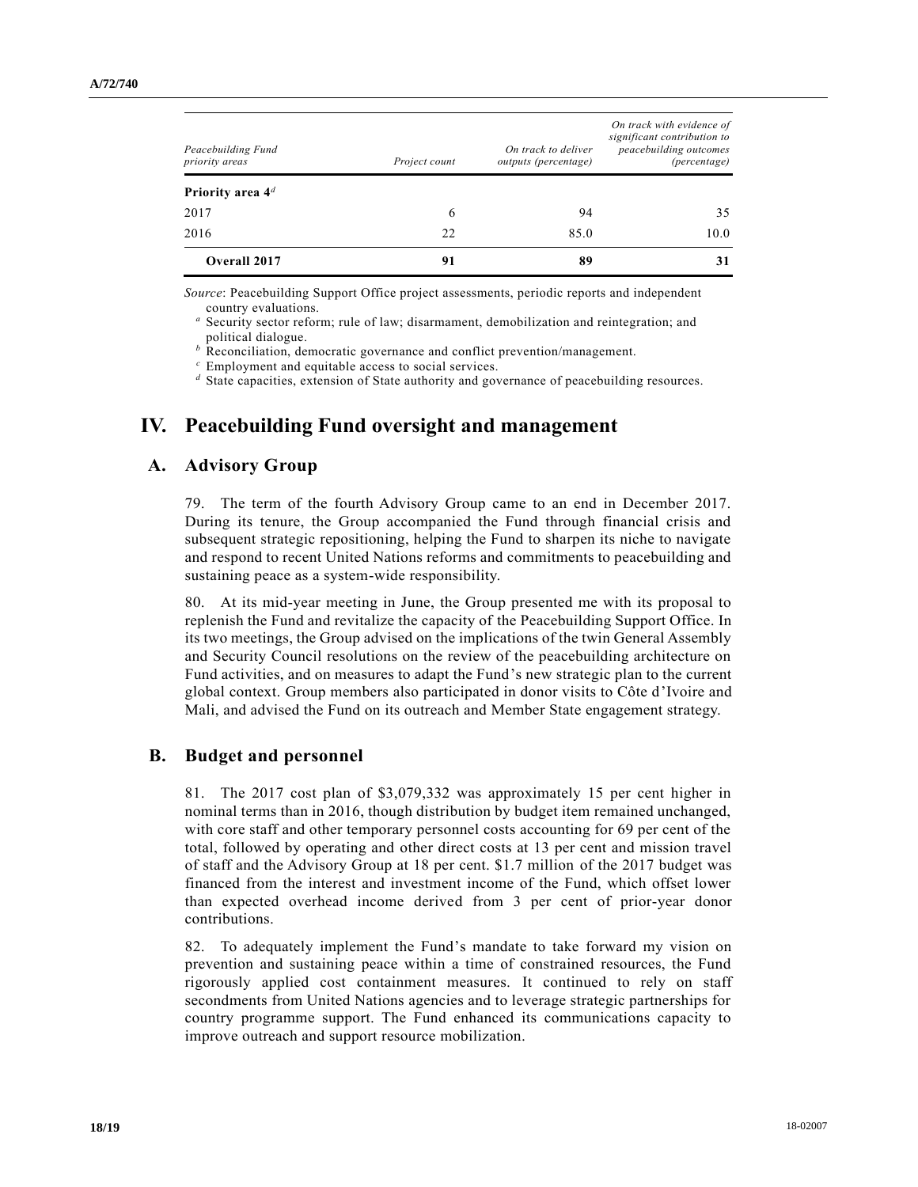| *Peacebuilding Fund priority areas* | *Project count* | *On track to deliver outputs (percentage)* | *On track with evidence of significant contribution to peacebuilding outcomes (percentage)* |
|---|---|---|---|
| **Priority area 4**[d] | | | |
| 2017 | 6 | 94 | 35 |
| 2016 | 22 | 85.0 | 10.0 |
| **Overall 2017** | **91** | **89** | **31** |

*Source*: Peacebuilding Support Office project assessments, periodic reports and independent country evaluations.

[a] Security sector reform; rule of law; disarmament, demobilization and reintegration; and political dialogue.

[b] Reconciliation, democratic governance and conflict prevention/management.

[c] Employment and equitable access to social services.

[d] State capacities, extension of State authority and governance of peacebuilding resources.

# IV. Peacebuilding Fund oversight and management

## A. Advisory Group

79. The term of the fourth Advisory Group came to an end in December 2017. During its tenure, the Group accompanied the Fund through financial crisis and subsequent strategic repositioning, helping the Fund to sharpen its niche to navigate and respond to recent United Nations reforms and commitments to peacebuilding and sustaining peace as a system-wide responsibility.

80. At its mid-year meeting in June, the Group presented me with its proposal to replenish the Fund and revitalize the capacity of the Peacebuilding Support Office. In its two meetings, the Group advised on the implications of the twin General Assembly and Security Council resolutions on the review of the peacebuilding architecture on Fund activities, and on measures to adapt the Fund's new strategic plan to the current global context. Group members also participated in donor visits to Côte d'Ivoire and Mali, and advised the Fund on its outreach and Member State engagement strategy.

## B. Budget and personnel

81. The 2017 cost plan of $3,079,332 was approximately 15 per cent higher in nominal terms than in 2016, though distribution by budget item remained unchanged, with core staff and other temporary personnel costs accounting for 69 per cent of the total, followed by operating and other direct costs at 13 per cent and mission travel of staff and the Advisory Group at 18 per cent. $1.7 million of the 2017 budget was financed from the interest and investment income of the Fund, which offset lower than expected overhead income derived from 3 per cent of prior-year donor contributions.

82. To adequately implement the Fund's mandate to take forward my vision on prevention and sustaining peace within a time of constrained resources, the Fund rigorously applied cost containment measures. It continued to rely on staff secondments from United Nations agencies and to leverage strategic partnerships for country programme support. The Fund enhanced its communications capacity to improve outreach and support resource mobilization.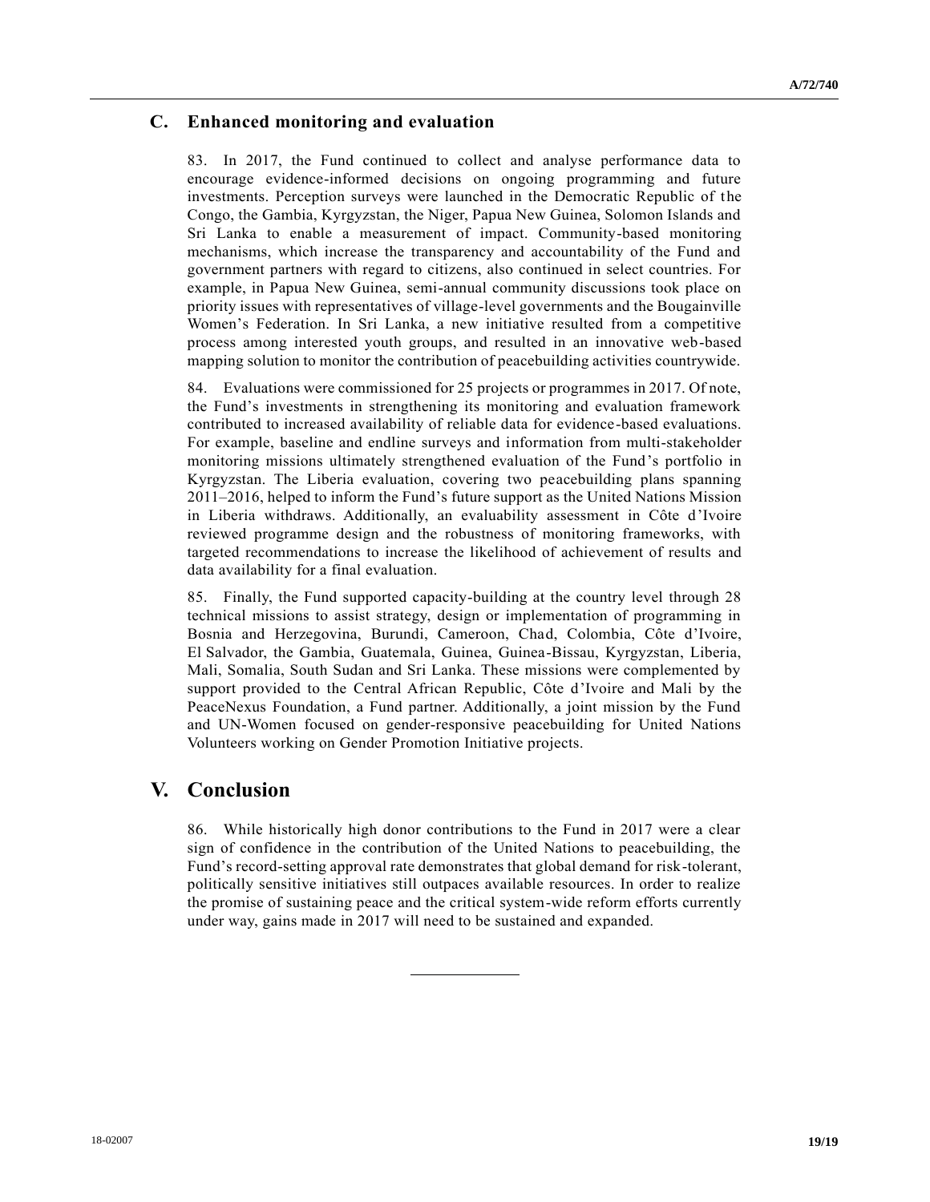## C. Enhanced monitoring and evaluation

83. In 2017, the Fund continued to collect and analyse performance data to encourage evidence-informed decisions on ongoing programming and future investments. Perception surveys were launched in the Democratic Republic of the Congo, the Gambia, Kyrgyzstan, the Niger, Papua New Guinea, Solomon Islands and Sri Lanka to enable a measurement of impact. Community-based monitoring mechanisms, which increase the transparency and accountability of the Fund and government partners with regard to citizens, also continued in select countries. For example, in Papua New Guinea, semi-annual community discussions took place on priority issues with representatives of village-level governments and the Bougainville Women's Federation. In Sri Lanka, a new initiative resulted from a competitive process among interested youth groups, and resulted in an innovative web-based mapping solution to monitor the contribution of peacebuilding activities countrywide.

84. Evaluations were commissioned for 25 projects or programmes in 2017. Of note, the Fund's investments in strengthening its monitoring and evaluation framework contributed to increased availability of reliable data for evidence-based evaluations. For example, baseline and endline surveys and information from multi-stakeholder monitoring missions ultimately strengthened evaluation of the Fund's portfolio in Kyrgyzstan. The Liberia evaluation, covering two peacebuilding plans spanning 2011–2016, helped to inform the Fund's future support as the United Nations Mission in Liberia withdraws. Additionally, an evaluability assessment in Côte d'Ivoire reviewed programme design and the robustness of monitoring frameworks, with targeted recommendations to increase the likelihood of achievement of results and data availability for a final evaluation.

85. Finally, the Fund supported capacity-building at the country level through 28 technical missions to assist strategy, design or implementation of programming in Bosnia and Herzegovina, Burundi, Cameroon, Chad, Colombia, Côte d'Ivoire, El Salvador, the Gambia, Guatemala, Guinea, Guinea-Bissau, Kyrgyzstan, Liberia, Mali, Somalia, South Sudan and Sri Lanka. These missions were complemented by support provided to the Central African Republic, Côte d'Ivoire and Mali by the PeaceNexus Foundation, a Fund partner. Additionally, a joint mission by the Fund and UN-Women focused on gender-responsive peacebuilding for United Nations Volunteers working on Gender Promotion Initiative projects.

# V. Conclusion

86. While historically high donor contributions to the Fund in 2017 were a clear sign of confidence in the contribution of the United Nations to peacebuilding, the Fund's record-setting approval rate demonstrates that global demand for risk-tolerant, politically sensitive initiatives still outpaces available resources. In order to realize the promise of sustaining peace and the critical system-wide reform efforts currently under way, gains made in 2017 will need to be sustained and expanded.